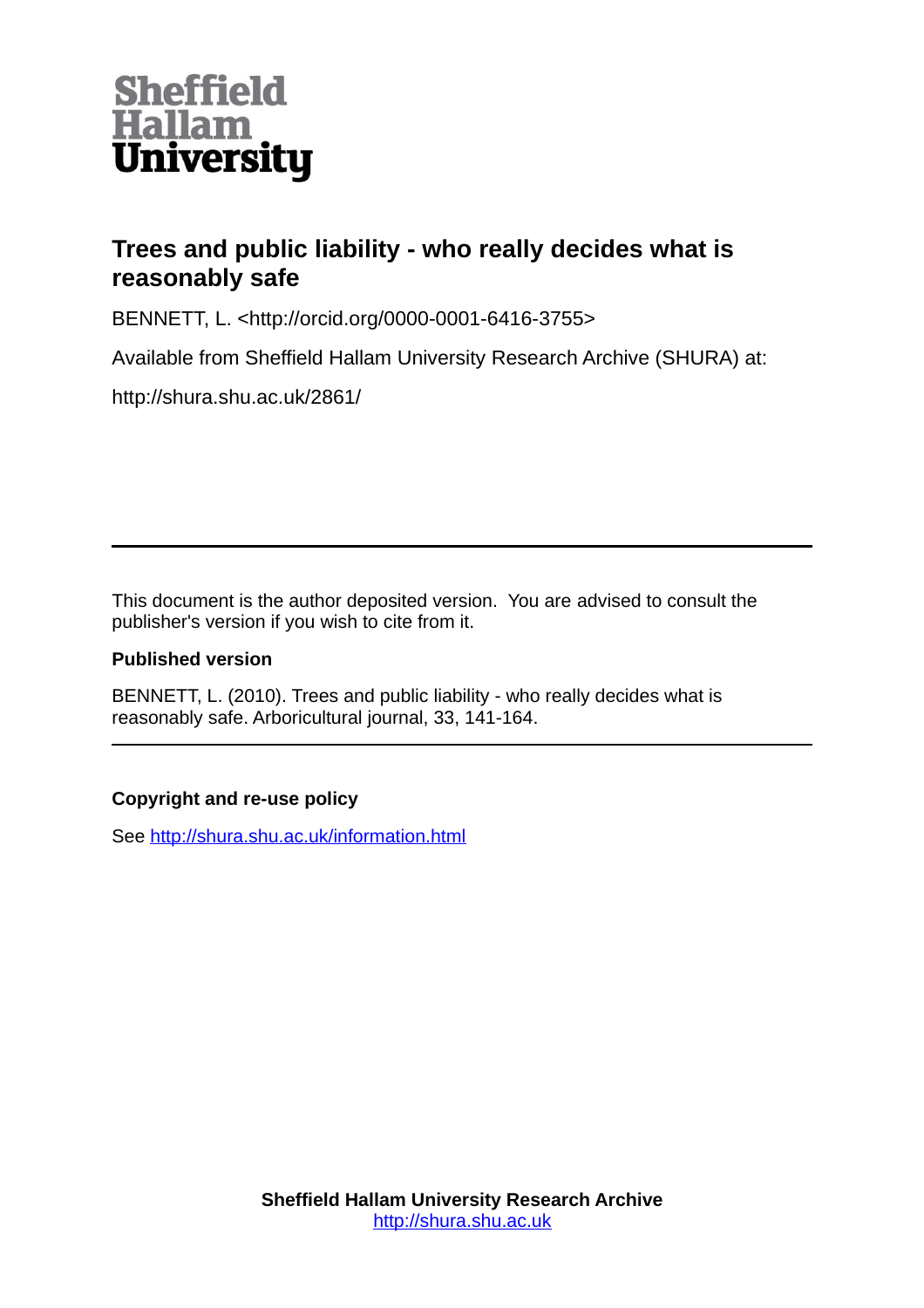Sheffield Hallam University

# Trees and public liability - who really decides what is reasonably safe

BENNETT, L. <http://orcid.org/0000-0001-6416-3755>

Available from Sheffield Hallam University Research Archive (SHURA) at:

http://shura.shu.ac.uk/2861/

---

This document is the author deposited version. You are advised to consult the publisher's version if you wish to cite from it.

### Published version

BENNETT, L. (2010). Trees and public liability - who really decides what is reasonably safe. Arboricultural journal, 33, 141-164.

---

### Copyright and re-use policy

See http://shura.shu.ac.uk/information.html

**Sheffield Hallam University Research Archive**
http://shura.shu.ac.uk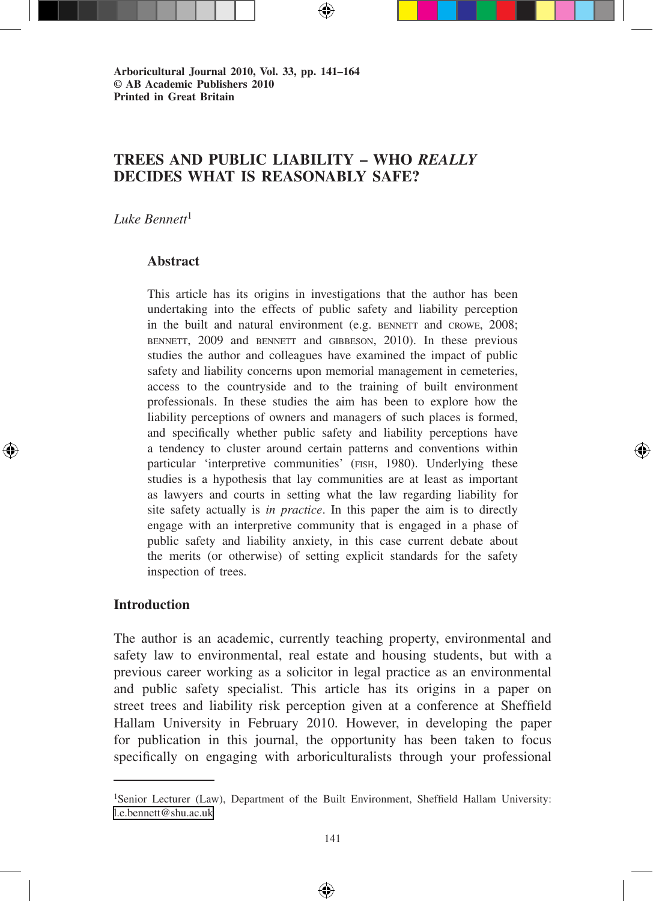Arboricultural Journal 2010, Vol. 33, pp. 141–164
© AB Academic Publishers 2010
Printed in Great Britain

# TREES AND PUBLIC LIABILITY – WHO *REALLY* DECIDES WHAT IS REASONABLY SAFE?

*Luke Bennett*[1]

## Abstract

This article has its origins in investigations that the author has been undertaking into the effects of public safety and liability perception in the built and natural environment (e.g. BENNETT and CROWE, 2008; BENNETT, 2009 and BENNETT and GIBBESON, 2010). In these previous studies the author and colleagues have examined the impact of public safety and liability concerns upon memorial management in cemeteries, access to the countryside and to the training of built environment professionals. In these studies the aim has been to explore how the liability perceptions of owners and managers of such places is formed, and specifically whether public safety and liability perceptions have a tendency to cluster around certain patterns and conventions within particular 'interpretive communities' (FISH, 1980). Underlying these studies is a hypothesis that lay communities are at least as important as lawyers and courts in setting what the law regarding liability for site safety actually is *in practice*. In this paper the aim is to directly engage with an interpretive community that is engaged in a phase of public safety and liability anxiety, in this case current debate about the merits (or otherwise) of setting explicit standards for the safety inspection of trees.

## Introduction

The author is an academic, currently teaching property, environmental and safety law to environmental, real estate and housing students, but with a previous career working as a solicitor in legal practice as an environmental and public safety specialist. This article has its origins in a paper on street trees and liability risk perception given at a conference at Sheffield Hallam University in February 2010. However, in developing the paper for publication in this journal, the opportunity has been taken to focus specifically on engaging with arboriculturalists through your professional

[1] Senior Lecturer (Law), Department of the Built Environment, Sheffield Hallam University: l.e.bennett@shu.ac.uk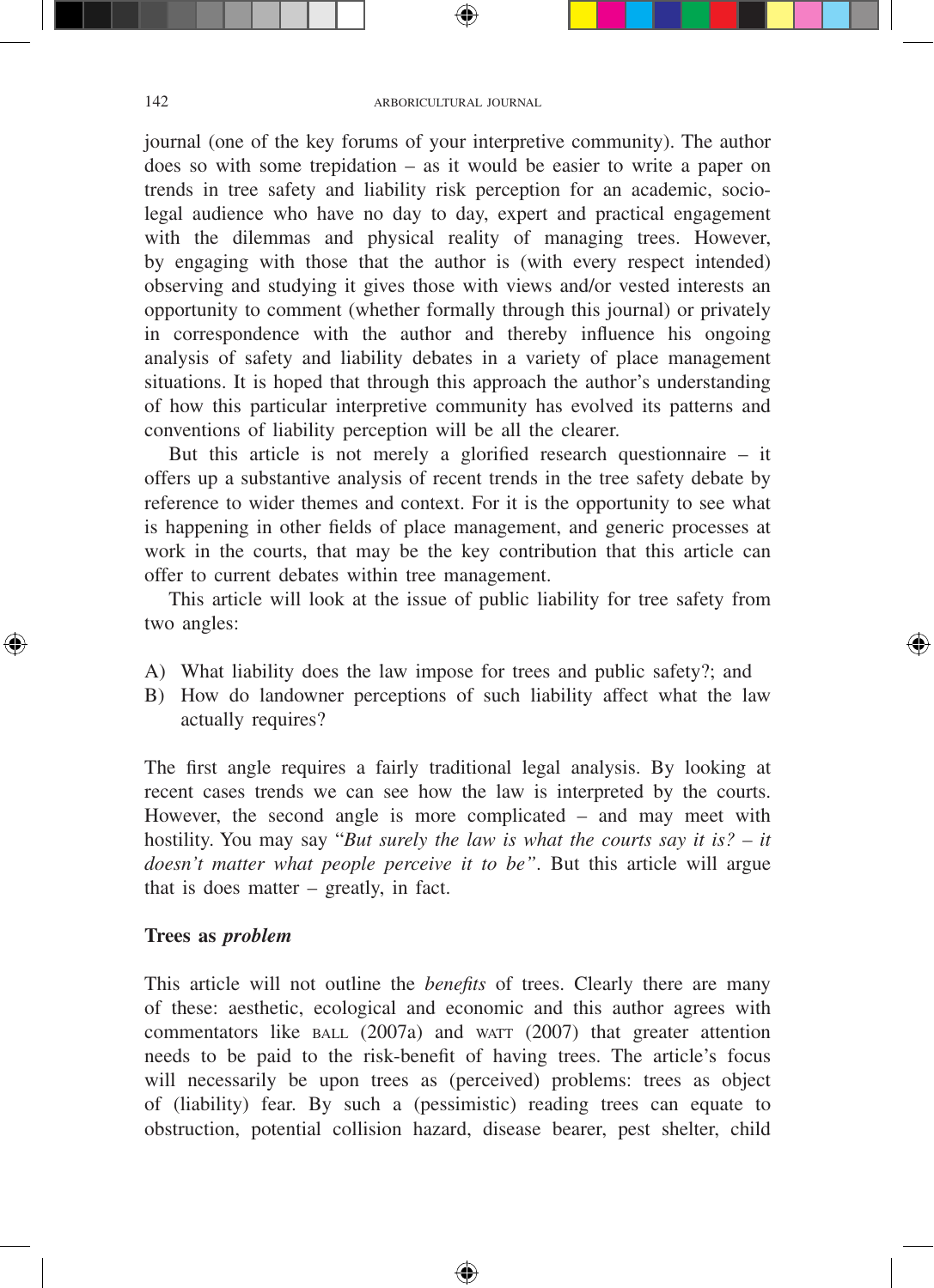journal (one of the key forums of your interpretive community). The author does so with some trepidation – as it would be easier to write a paper on trends in tree safety and liability risk perception for an academic, socio-legal audience who have no day to day, expert and practical engagement with the dilemmas and physical reality of managing trees. However, by engaging with those that the author is (with every respect intended) observing and studying it gives those with views and/or vested interests an opportunity to comment (whether formally through this journal) or privately in correspondence with the author and thereby influence his ongoing analysis of safety and liability debates in a variety of place management situations. It is hoped that through this approach the author's understanding of how this particular interpretive community has evolved its patterns and conventions of liability perception will be all the clearer.

But this article is not merely a glorified research questionnaire – it offers up a substantive analysis of recent trends in the tree safety debate by reference to wider themes and context. For it is the opportunity to see what is happening in other fields of place management, and generic processes at work in the courts, that may be the key contribution that this article can offer to current debates within tree management.

This article will look at the issue of public liability for tree safety from two angles:

A) What liability does the law impose for trees and public safety?; and
B) How do landowner perceptions of such liability affect what the law actually requires?

The first angle requires a fairly traditional legal analysis. By looking at recent cases trends we can see how the law is interpreted by the courts. However, the second angle is more complicated – and may meet with hostility. You may say "*But surely the law is what the courts say it is? – it doesn't matter what people perceive it to be*". But this article will argue that is does matter – greatly, in fact.

### Trees as *problem*

This article will not outline the *benefits* of trees. Clearly there are many of these: aesthetic, ecological and economic and this author agrees with commentators like BALL (2007a) and WATT (2007) that greater attention needs to be paid to the risk-benefit of having trees. The article's focus will necessarily be upon trees as (perceived) problems: trees as object of (liability) fear. By such a (pessimistic) reading trees can equate to obstruction, potential collision hazard, disease bearer, pest shelter, child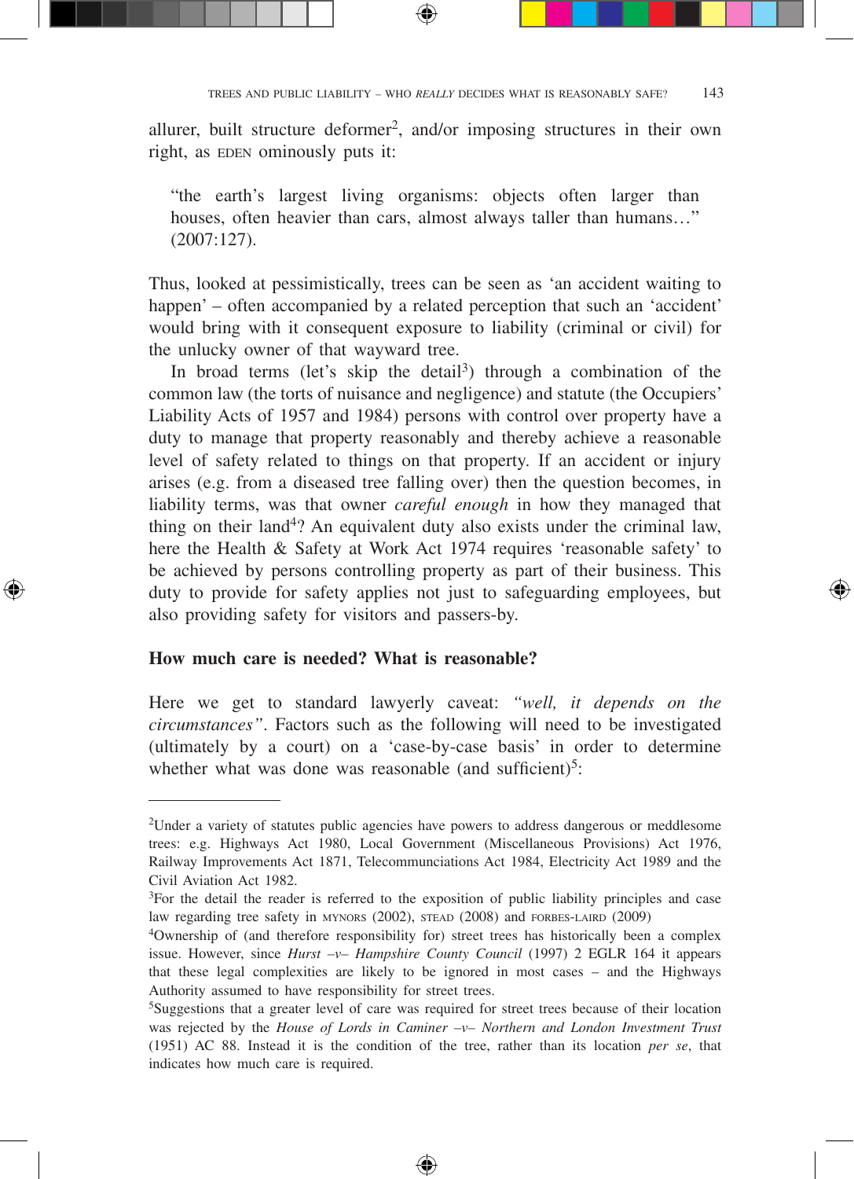allurer, built structure deformer[2], and/or imposing structures in their own right, as EDEN ominously puts it:

> "the earth's largest living organisms: objects often larger than houses, often heavier than cars, almost always taller than humans…" (2007:127).

Thus, looked at pessimistically, trees can be seen as 'an accident waiting to happen' – often accompanied by a related perception that such an 'accident' would bring with it consequent exposure to liability (criminal or civil) for the unlucky owner of that wayward tree.

In broad terms (let's skip the detail[3]) through a combination of the common law (the torts of nuisance and negligence) and statute (the Occupiers' Liability Acts of 1957 and 1984) persons with control over property have a duty to manage that property reasonably and thereby achieve a reasonable level of safety related to things on that property. If an accident or injury arises (e.g. from a diseased tree falling over) then the question becomes, in liability terms, was that owner *careful enough* in how they managed that thing on their land[4]? An equivalent duty also exists under the criminal law, here the Health & Safety at Work Act 1974 requires 'reasonable safety' to be achieved by persons controlling property as part of their business. This duty to provide for safety applies not just to safeguarding employees, but also providing safety for visitors and passers-by.

**How much care is needed? What is reasonable?**

Here we get to standard lawyerly caveat: *"well, it depends on the circumstances"*. Factors such as the following will need to be investigated (ultimately by a court) on a 'case-by-case basis' in order to determine whether what was done was reasonable (and sufficient)[5]:

---

[2]Under a variety of statutes public agencies have powers to address dangerous or meddlesome trees: e.g. Highways Act 1980, Local Government (Miscellaneous Provisions) Act 1976, Railway Improvements Act 1871, Telecommunciations Act 1984, Electricity Act 1989 and the Civil Aviation Act 1982.

[3]For the detail the reader is referred to the exposition of public liability principles and case law regarding tree safety in MYNORS (2002), STEAD (2008) and FORBES-LAIRD (2009)

[4]Ownership of (and therefore responsibility for) street trees has historically been a complex issue. However, since *Hurst –v– Hampshire County Council* (1997) 2 EGLR 164 it appears that these legal complexities are likely to be ignored in most cases – and the Highways Authority assumed to have responsibility for street trees.

[5]Suggestions that a greater level of care was required for street trees because of their location was rejected by the *House of Lords in Caminer –v– Northern and London Investment Trust* (1951) AC 88. Instead it is the condition of the tree, rather than its location *per se*, that indicates how much care is required.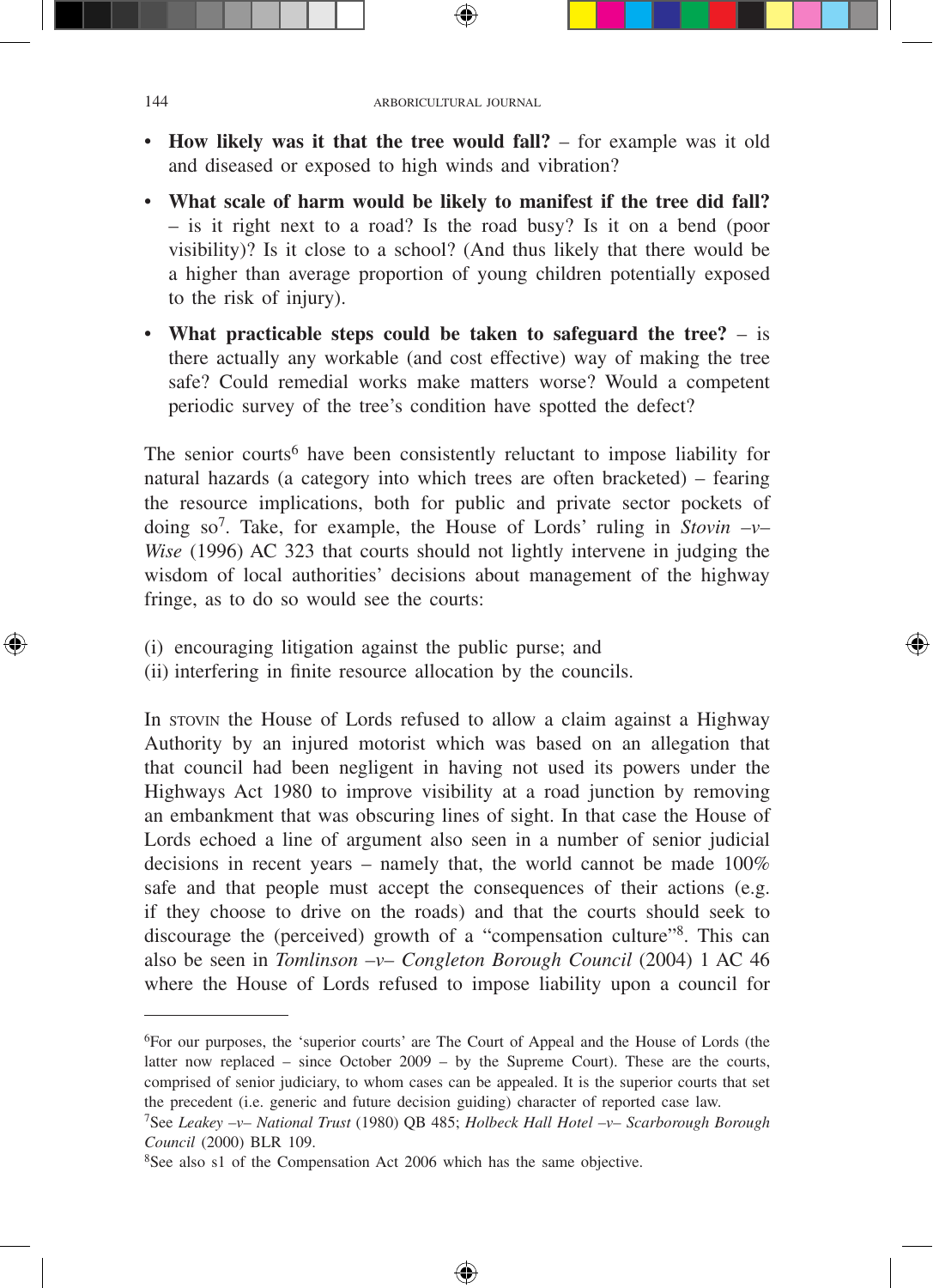- **How likely was it that the tree would fall?** – for example was it old and diseased or exposed to high winds and vibration?
- **What scale of harm would be likely to manifest if the tree did fall?** – is it right next to a road? Is the road busy? Is it on a bend (poor visibility)? Is it close to a school? (And thus likely that there would be a higher than average proportion of young children potentially exposed to the risk of injury).
- **What practicable steps could be taken to safeguard the tree?** – is there actually any workable (and cost effective) way of making the tree safe? Could remedial works make matters worse? Would a competent periodic survey of the tree's condition have spotted the defect?

The senior courts[6] have been consistently reluctant to impose liability for natural hazards (a category into which trees are often bracketed) – fearing the resource implications, both for public and private sector pockets of doing so[7]. Take, for example, the House of Lords' ruling in *Stovin –v– Wise* (1996) AC 323 that courts should not lightly intervene in judging the wisdom of local authorities' decisions about management of the highway fringe, as to do so would see the courts:

(i) encouraging litigation against the public purse; and
(ii) interfering in finite resource allocation by the councils.

In STOVIN the House of Lords refused to allow a claim against a Highway Authority by an injured motorist which was based on an allegation that that council had been negligent in having not used its powers under the Highways Act 1980 to improve visibility at a road junction by removing an embankment that was obscuring lines of sight. In that case the House of Lords echoed a line of argument also seen in a number of senior judicial decisions in recent years – namely that, the world cannot be made 100% safe and that people must accept the consequences of their actions (e.g. if they choose to drive on the roads) and that the courts should seek to discourage the (perceived) growth of a "compensation culture"[8]. This can also be seen in *Tomlinson –v– Congleton Borough Council* (2004) 1 AC 46 where the House of Lords refused to impose liability upon a council for

---

[6]For our purposes, the 'superior courts' are The Court of Appeal and the House of Lords (the latter now replaced – since October 2009 – by the Supreme Court). These are the courts, comprised of senior judiciary, to whom cases can be appealed. It is the superior courts that set the precedent (i.e. generic and future decision guiding) character of reported case law.

[7]See *Leakey –v– National Trust* (1980) QB 485; *Holbeck Hall Hotel –v– Scarborough Borough Council* (2000) BLR 109.

[8]See also s1 of the Compensation Act 2006 which has the same objective.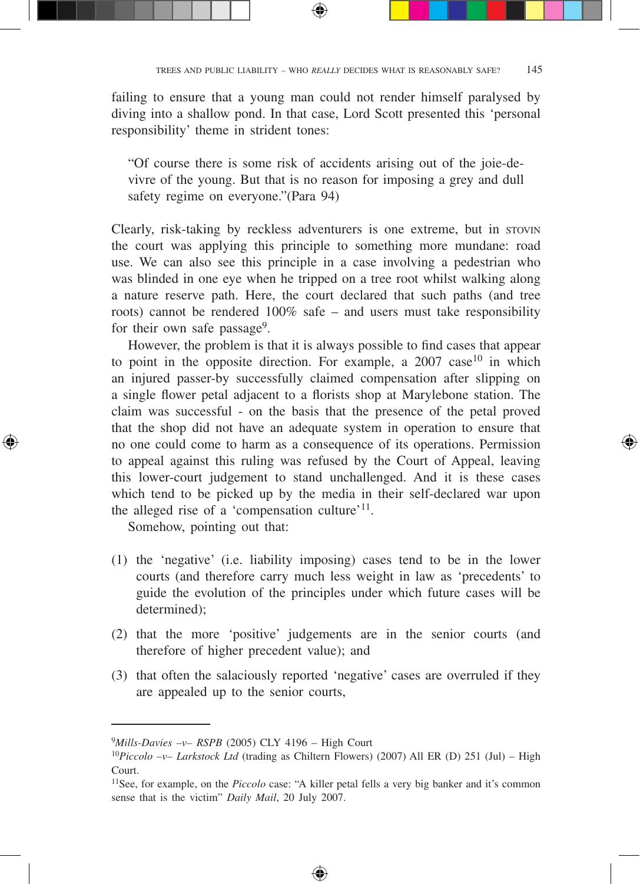failing to ensure that a young man could not render himself paralysed by diving into a shallow pond. In that case, Lord Scott presented this 'personal responsibility' theme in strident tones:

> "Of course there is some risk of accidents arising out of the joie-de-vivre of the young. But that is no reason for imposing a grey and dull safety regime on everyone."(Para 94)

Clearly, risk-taking by reckless adventurers is one extreme, but in STOVIN the court was applying this principle to something more mundane: road use. We can also see this principle in a case involving a pedestrian who was blinded in one eye when he tripped on a tree root whilst walking along a nature reserve path. Here, the court declared that such paths (and tree roots) cannot be rendered 100% safe – and users must take responsibility for their own safe passage[9].

However, the problem is that it is always possible to find cases that appear to point in the opposite direction. For example, a 2007 case[10] in which an injured passer-by successfully claimed compensation after slipping on a single flower petal adjacent to a florists shop at Marylebone station. The claim was successful - on the basis that the presence of the petal proved that the shop did not have an adequate system in operation to ensure that no one could come to harm as a consequence of its operations. Permission to appeal against this ruling was refused by the Court of Appeal, leaving this lower-court judgement to stand unchallenged. And it is these cases which tend to be picked up by the media in their self-declared war upon the alleged rise of a 'compensation culture'[11].

Somehow, pointing out that:

(1) the 'negative' (i.e. liability imposing) cases tend to be in the lower courts (and therefore carry much less weight in law as 'precedents' to guide the evolution of the principles under which future cases will be determined);

(2) that the more 'positive' judgements are in the senior courts (and therefore of higher precedent value); and

(3) that often the salaciously reported 'negative' cases are overruled if they are appealed up to the senior courts,

---

[9] *Mills-Davies –v– RSPB* (2005) CLY 4196 – High Court

[10] *Piccolo –v– Larkstock Ltd* (trading as Chiltern Flowers) (2007) All ER (D) 251 (Jul) – High Court.

[11] See, for example, on the *Piccolo* case: "A killer petal fells a very big banker and it's common sense that is the victim" *Daily Mail*, 20 July 2007.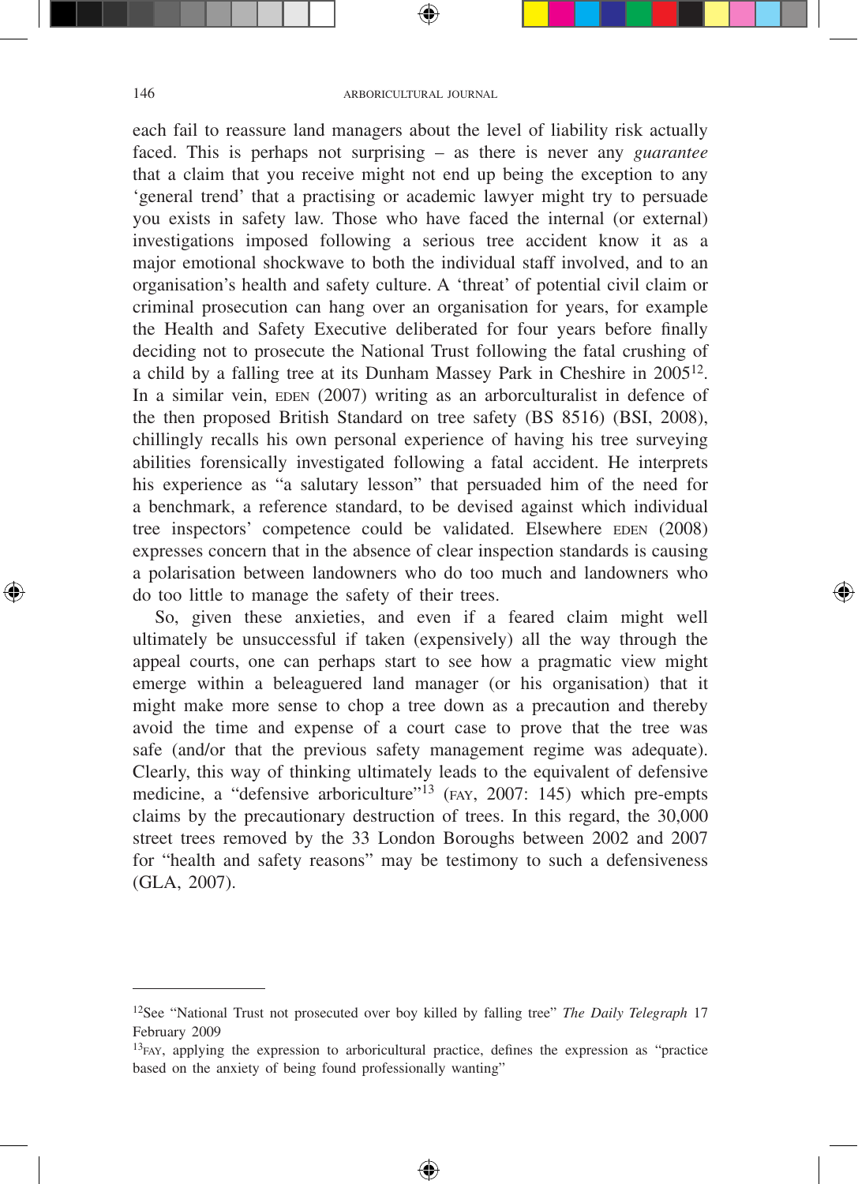each fail to reassure land managers about the level of liability risk actually faced. This is perhaps not surprising – as there is never any *guarantee* that a claim that you receive might not end up being the exception to any 'general trend' that a practising or academic lawyer might try to persuade you exists in safety law. Those who have faced the internal (or external) investigations imposed following a serious tree accident know it as a major emotional shockwave to both the individual staff involved, and to an organisation's health and safety culture. A 'threat' of potential civil claim or criminal prosecution can hang over an organisation for years, for example the Health and Safety Executive deliberated for four years before finally deciding not to prosecute the National Trust following the fatal crushing of a child by a falling tree at its Dunham Massey Park in Cheshire in 2005[12]. In a similar vein, EDEN (2007) writing as an arborculturalist in defence of the then proposed British Standard on tree safety (BS 8516) (BSI, 2008), chillingly recalls his own personal experience of having his tree surveying abilities forensically investigated following a fatal accident. He interprets his experience as "a salutary lesson" that persuaded him of the need for a benchmark, a reference standard, to be devised against which individual tree inspectors' competence could be validated. Elsewhere EDEN (2008) expresses concern that in the absence of clear inspection standards is causing a polarisation between landowners who do too much and landowners who do too little to manage the safety of their trees.

So, given these anxieties, and even if a feared claim might well ultimately be unsuccessful if taken (expensively) all the way through the appeal courts, one can perhaps start to see how a pragmatic view might emerge within a beleaguered land manager (or his organisation) that it might make more sense to chop a tree down as a precaution and thereby avoid the time and expense of a court case to prove that the tree was safe (and/or that the previous safety management regime was adequate). Clearly, this way of thinking ultimately leads to the equivalent of defensive medicine, a "defensive arboriculture"[13] (FAY, 2007: 145) which pre-empts claims by the precautionary destruction of trees. In this regard, the 30,000 street trees removed by the 33 London Boroughs between 2002 and 2007 for "health and safety reasons" may be testimony to such a defensiveness (GLA, 2007).

---

[12] See "National Trust not prosecuted over boy killed by falling tree" *The Daily Telegraph* 17 February 2009

[13] FAY, applying the expression to arboricultural practice, defines the expression as "practice based on the anxiety of being found professionally wanting"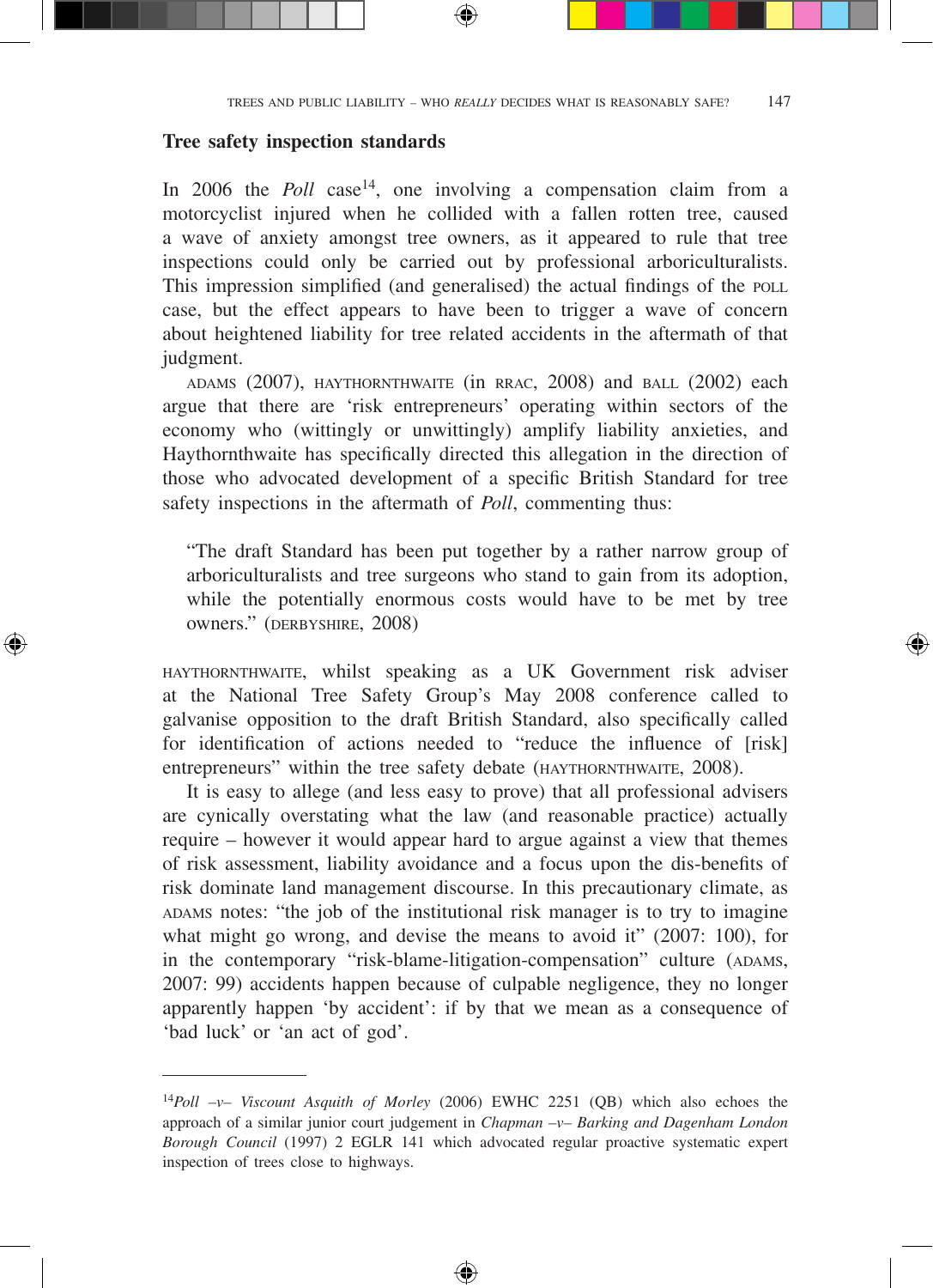### Tree safety inspection standards

In 2006 the *Poll* case[14], one involving a compensation claim from a motorcyclist injured when he collided with a fallen rotten tree, caused a wave of anxiety amongst tree owners, as it appeared to rule that tree inspections could only be carried out by professional arboriculturalists. This impression simplified (and generalised) the actual findings of the POLL case, but the effect appears to have been to trigger a wave of concern about heightened liability for tree related accidents in the aftermath of that judgment.

ADAMS (2007), HAYTHORNTHWAITE (in RRAC, 2008) and BALL (2002) each argue that there are 'risk entrepreneurs' operating within sectors of the economy who (wittingly or unwittingly) amplify liability anxieties, and Haythornthwaite has specifically directed this allegation in the direction of those who advocated development of a specific British Standard for tree safety inspections in the aftermath of *Poll*, commenting thus:

> "The draft Standard has been put together by a rather narrow group of arboriculturalists and tree surgeons who stand to gain from its adoption, while the potentially enormous costs would have to be met by tree owners." (DERBYSHIRE, 2008)

HAYTHORNTHWAITE, whilst speaking as a UK Government risk adviser at the National Tree Safety Group's May 2008 conference called to galvanise opposition to the draft British Standard, also specifically called for identification of actions needed to "reduce the influence of [risk] entrepreneurs" within the tree safety debate (HAYTHORNTHWAITE, 2008).

It is easy to allege (and less easy to prove) that all professional advisers are cynically overstating what the law (and reasonable practice) actually require – however it would appear hard to argue against a view that themes of risk assessment, liability avoidance and a focus upon the dis-benefits of risk dominate land management discourse. In this precautionary climate, as ADAMS notes: "the job of the institutional risk manager is to try to imagine what might go wrong, and devise the means to avoid it" (2007: 100), for in the contemporary "risk-blame-litigation-compensation" culture (ADAMS, 2007: 99) accidents happen because of culpable negligence, they no longer apparently happen 'by accident': if by that we mean as a consequence of 'bad luck' or 'an act of god'.

---

[14] *Poll –v– Viscount Asquith of Morley* (2006) EWHC 2251 (QB) which also echoes the approach of a similar junior court judgement in *Chapman –v– Barking and Dagenham London Borough Council* (1997) 2 EGLR 141 which advocated regular proactive systematic expert inspection of trees close to highways.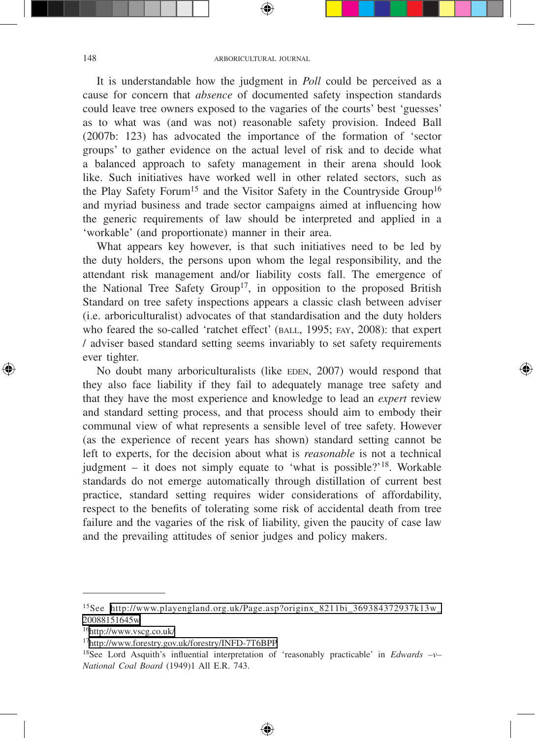It is understandable how the judgment in *Poll* could be perceived as a cause for concern that *absence* of documented safety inspection standards could leave tree owners exposed to the vagaries of the courts' best 'guesses' as to what was (and was not) reasonable safety provision. Indeed Ball (2007b: 123) has advocated the importance of the formation of 'sector groups' to gather evidence on the actual level of risk and to decide what a balanced approach to safety management in their arena should look like. Such initiatives have worked well in other related sectors, such as the Play Safety Forum[15] and the Visitor Safety in the Countryside Group[16] and myriad business and trade sector campaigns aimed at influencing how the generic requirements of law should be interpreted and applied in a 'workable' (and proportionate) manner in their area.

What appears key however, is that such initiatives need to be led by the duty holders, the persons upon whom the legal responsibility, and the attendant risk management and/or liability costs fall. The emergence of the National Tree Safety Group[17], in opposition to the proposed British Standard on tree safety inspections appears a classic clash between adviser (i.e. arboriculturalist) advocates of that standardisation and the duty holders who feared the so-called 'ratchet effect' (BALL, 1995; FAY, 2008): that expert / adviser based standard setting seems invariably to set safety requirements ever tighter.

No doubt many arboriculturalists (like EDEN, 2007) would respond that they also face liability if they fail to adequately manage tree safety and that they have the most experience and knowledge to lead an *expert* review and standard setting process, and that process should aim to embody their communal view of what represents a sensible level of tree safety. However (as the experience of recent years has shown) standard setting cannot be left to experts, for the decision about what is *reasonable* is not a technical judgment – it does not simply equate to 'what is possible?'[18]. Workable standards do not emerge automatically through distillation of current best practice, standard setting requires wider considerations of affordability, respect to the benefits of tolerating some risk of accidental death from tree failure and the vagaries of the risk of liability, given the paucity of case law and the prevailing attitudes of senior judges and policy makers.

---

[15]See http://www.playengland.org.uk/Page.asp?originx_8211bi_369384372937k13w_20088151645w

[16]http://www.vscg.co.uk/

[17]http://www.forestry.gov.uk/forestry/INFD-7T6BPP

[18]See Lord Asquith's influential interpretation of 'reasonably practicable' in *Edwards –v– National Coal Board* (1949)1 All E.R. 743.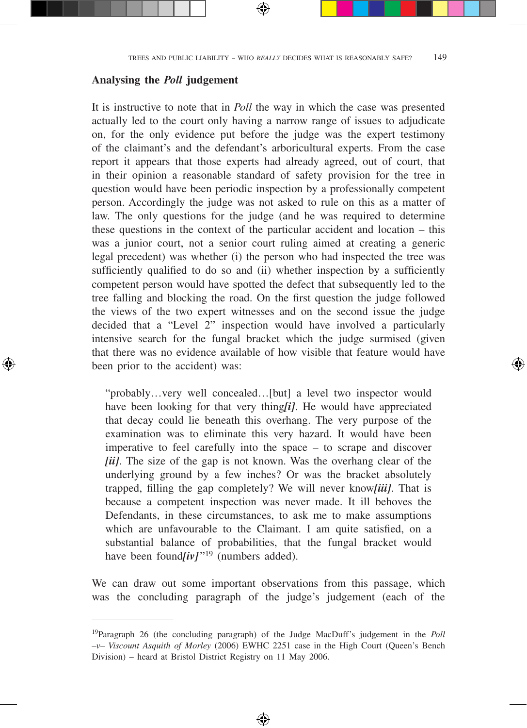### Analysing the *Poll* judgement

It is instructive to note that in *Poll* the way in which the case was presented actually led to the court only having a narrow range of issues to adjudicate on, for the only evidence put before the judge was the expert testimony of the claimant's and the defendant's arboricultural experts. From the case report it appears that those experts had already agreed, out of court, that in their opinion a reasonable standard of safety provision for the tree in question would have been periodic inspection by a professionally competent person. Accordingly the judge was not asked to rule on this as a matter of law. The only questions for the judge (and he was required to determine these questions in the context of the particular accident and location – this was a junior court, not a senior court ruling aimed at creating a generic legal precedent) was whether (i) the person who had inspected the tree was sufficiently qualified to do so and (ii) whether inspection by a sufficiently competent person would have spotted the defect that subsequently led to the tree falling and blocking the road. On the first question the judge followed the views of the two expert witnesses and on the second issue the judge decided that a "Level 2" inspection would have involved a particularly intensive search for the fungal bracket which the judge surmised (given that there was no evidence available of how visible that feature would have been prior to the accident) was:

> "probably…very well concealed…[but] a level two inspector would have been looking for that very thing***[i]***. He would have appreciated that decay could lie beneath this overhang. The very purpose of the examination was to eliminate this very hazard. It would have been imperative to feel carefully into the space – to scrape and discover ***[ii]***. The size of the gap is not known. Was the overhang clear of the underlying ground by a few inches? Or was the bracket absolutely trapped, filling the gap completely? We will never know***[iii]***. That is because a competent inspection was never made. It ill behoves the Defendants, in these circumstances, to ask me to make assumptions which are unfavourable to the Claimant. I am quite satisfied, on a substantial balance of probabilities, that the fungal bracket would have been found***[iv]***"[19] (numbers added).

We can draw out some important observations from this passage, which was the concluding paragraph of the judge's judgement (each of the

---

[19]Paragraph 26 (the concluding paragraph) of the Judge MacDuff's judgement in the *Poll –v– Viscount Asquith of Morley* (2006) EWHC 2251 case in the High Court (Queen's Bench Division) – heard at Bristol District Registry on 11 May 2006.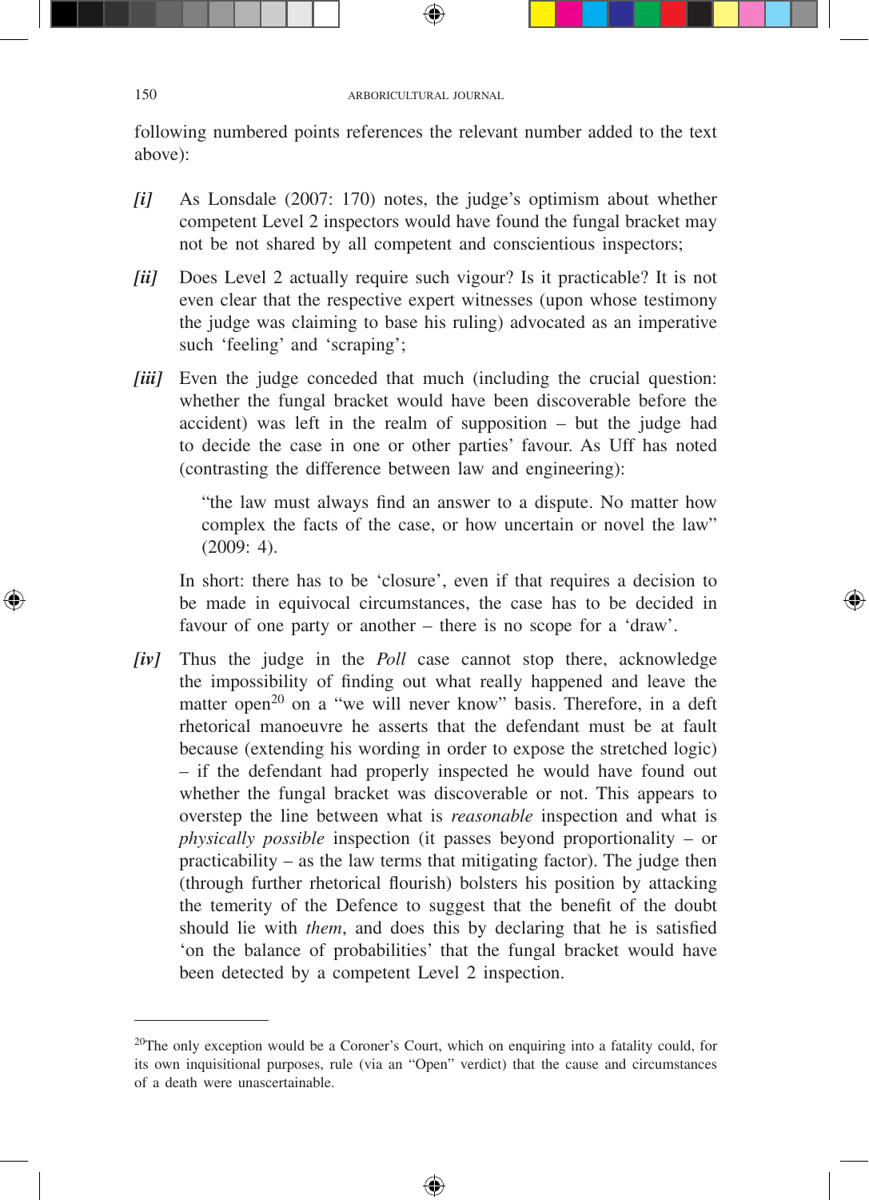following numbered points references the relevant number added to the text above):

*[i]* As Lonsdale (2007: 170) notes, the judge's optimism about whether competent Level 2 inspectors would have found the fungal bracket may not be not shared by all competent and conscientious inspectors;

*[ii]* Does Level 2 actually require such vigour? Is it practicable? It is not even clear that the respective expert witnesses (upon whose testimony the judge was claiming to base his ruling) advocated as an imperative such 'feeling' and 'scraping';

*[iii]* Even the judge conceded that much (including the crucial question: whether the fungal bracket would have been discoverable before the accident) was left in the realm of supposition – but the judge had to decide the case in one or other parties' favour. As Uff has noted (contrasting the difference between law and engineering):

> "the law must always find an answer to a dispute. No matter how complex the facts of the case, or how uncertain or novel the law" (2009: 4).

In short: there has to be 'closure', even if that requires a decision to be made in equivocal circumstances, the case has to be decided in favour of one party or another – there is no scope for a 'draw'.

*[iv]* Thus the judge in the *Poll* case cannot stop there, acknowledge the impossibility of finding out what really happened and leave the matter open[20] on a "we will never know" basis. Therefore, in a deft rhetorical manoeuvre he asserts that the defendant must be at fault because (extending his wording in order to expose the stretched logic) – if the defendant had properly inspected he would have found out whether the fungal bracket was discoverable or not. This appears to overstep the line between what is *reasonable* inspection and what is *physically possible* inspection (it passes beyond proportionality – or practicability – as the law terms that mitigating factor). The judge then (through further rhetorical flourish) bolsters his position by attacking the temerity of the Defence to suggest that the benefit of the doubt should lie with *them*, and does this by declaring that he is satisfied 'on the balance of probabilities' that the fungal bracket would have been detected by a competent Level 2 inspection.

---

[20]The only exception would be a Coroner's Court, which on enquiring into a fatality could, for its own inquisitional purposes, rule (via an "Open" verdict) that the cause and circumstances of a death were unascertainable.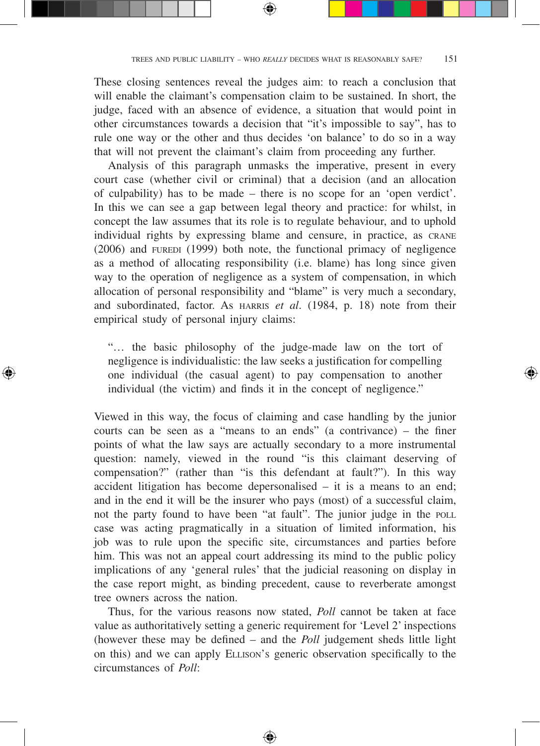These closing sentences reveal the judges aim: to reach a conclusion that will enable the claimant's compensation claim to be sustained. In short, the judge, faced with an absence of evidence, a situation that would point in other circumstances towards a decision that "it's impossible to say", has to rule one way or the other and thus decides 'on balance' to do so in a way that will not prevent the claimant's claim from proceeding any further.

Analysis of this paragraph unmasks the imperative, present in every court case (whether civil or criminal) that a decision (and an allocation of culpability) has to be made – there is no scope for an 'open verdict'. In this we can see a gap between legal theory and practice: for whilst, in concept the law assumes that its role is to regulate behaviour, and to uphold individual rights by expressing blame and censure, in practice, as Crane (2006) and Furedi (1999) both note, the functional primacy of negligence as a method of allocating responsibility (i.e. blame) has long since given way to the operation of negligence as a system of compensation, in which allocation of personal responsibility and "blame" is very much a secondary, and subordinated, factor. As Harris *et al.* (1984, p. 18) note from their empirical study of personal injury claims:

> "… the basic philosophy of the judge-made law on the tort of negligence is individualistic: the law seeks a justification for compelling one individual (the casual agent) to pay compensation to another individual (the victim) and finds it in the concept of negligence."

Viewed in this way, the focus of claiming and case handling by the junior courts can be seen as a "means to an ends" (a contrivance) – the finer points of what the law says are actually secondary to a more instrumental question: namely, viewed in the round "is this claimant deserving of compensation?" (rather than "is this defendant at fault?"). In this way accident litigation has become depersonalised – it is a means to an end; and in the end it will be the insurer who pays (most) of a successful claim, not the party found to have been "at fault". The junior judge in the Poll case was acting pragmatically in a situation of limited information, his job was to rule upon the specific site, circumstances and parties before him. This was not an appeal court addressing its mind to the public policy implications of any 'general rules' that the judicial reasoning on display in the case report might, as binding precedent, cause to reverberate amongst tree owners across the nation.

Thus, for the various reasons now stated, *Poll* cannot be taken at face value as authoritatively setting a generic requirement for 'Level 2' inspections (however these may be defined – and the *Poll* judgement sheds little light on this) and we can apply Ellison's generic observation specifically to the circumstances of *Poll*: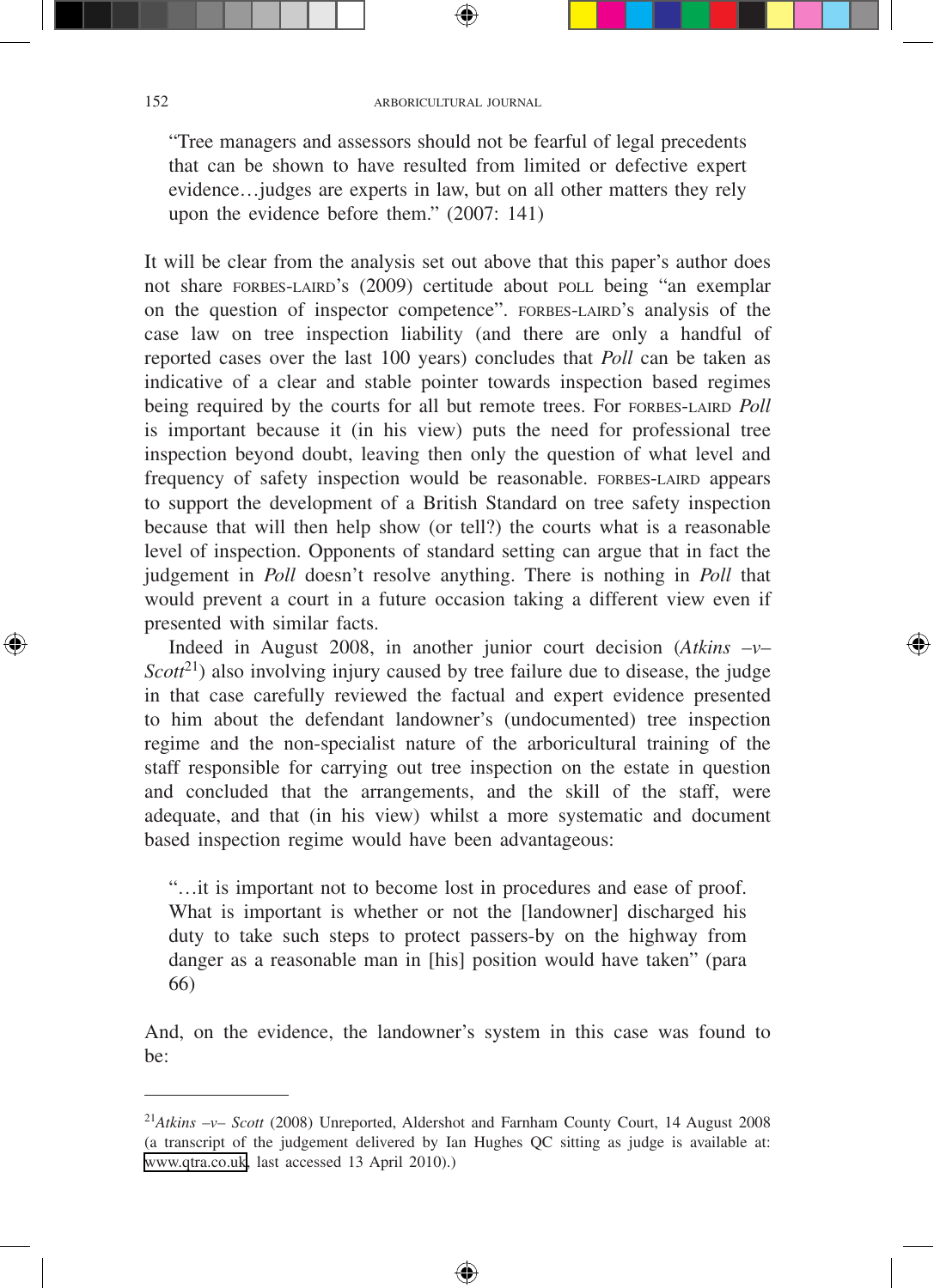> "Tree managers and assessors should not be fearful of legal precedents that can be shown to have resulted from limited or defective expert evidence…judges are experts in law, but on all other matters they rely upon the evidence before them." (2007: 141)

It will be clear from the analysis set out above that this paper's author does not share FORBES-LAIRD's (2009) certitude about POLL being "an exemplar on the question of inspector competence". FORBES-LAIRD's analysis of the case law on tree inspection liability (and there are only a handful of reported cases over the last 100 years) concludes that *Poll* can be taken as indicative of a clear and stable pointer towards inspection based regimes being required by the courts for all but remote trees. For FORBES-LAIRD *Poll* is important because it (in his view) puts the need for professional tree inspection beyond doubt, leaving then only the question of what level and frequency of safety inspection would be reasonable. FORBES-LAIRD appears to support the development of a British Standard on tree safety inspection because that will then help show (or tell?) the courts what is a reasonable level of inspection. Opponents of standard setting can argue that in fact the judgement in *Poll* doesn't resolve anything. There is nothing in *Poll* that would prevent a court in a future occasion taking a different view even if presented with similar facts.

Indeed in August 2008, in another junior court decision (*Atkins –v– Scott*[21]) also involving injury caused by tree failure due to disease, the judge in that case carefully reviewed the factual and expert evidence presented to him about the defendant landowner's (undocumented) tree inspection regime and the non-specialist nature of the arboricultural training of the staff responsible for carrying out tree inspection on the estate in question and concluded that the arrangements, and the skill of the staff, were adequate, and that (in his view) whilst a more systematic and document based inspection regime would have been advantageous:

> "…it is important not to become lost in procedures and ease of proof. What is important is whether or not the [landowner] discharged his duty to take such steps to protect passers-by on the highway from danger as a reasonable man in [his] position would have taken" (para 66)

And, on the evidence, the landowner's system in this case was found to be:

---

[21] *Atkins –v– Scott* (2008) Unreported, Aldershot and Farnham County Court, 14 August 2008 (a transcript of the judgement delivered by Ian Hughes QC sitting as judge is available at: www.qtra.co.uk, last accessed 13 April 2010).)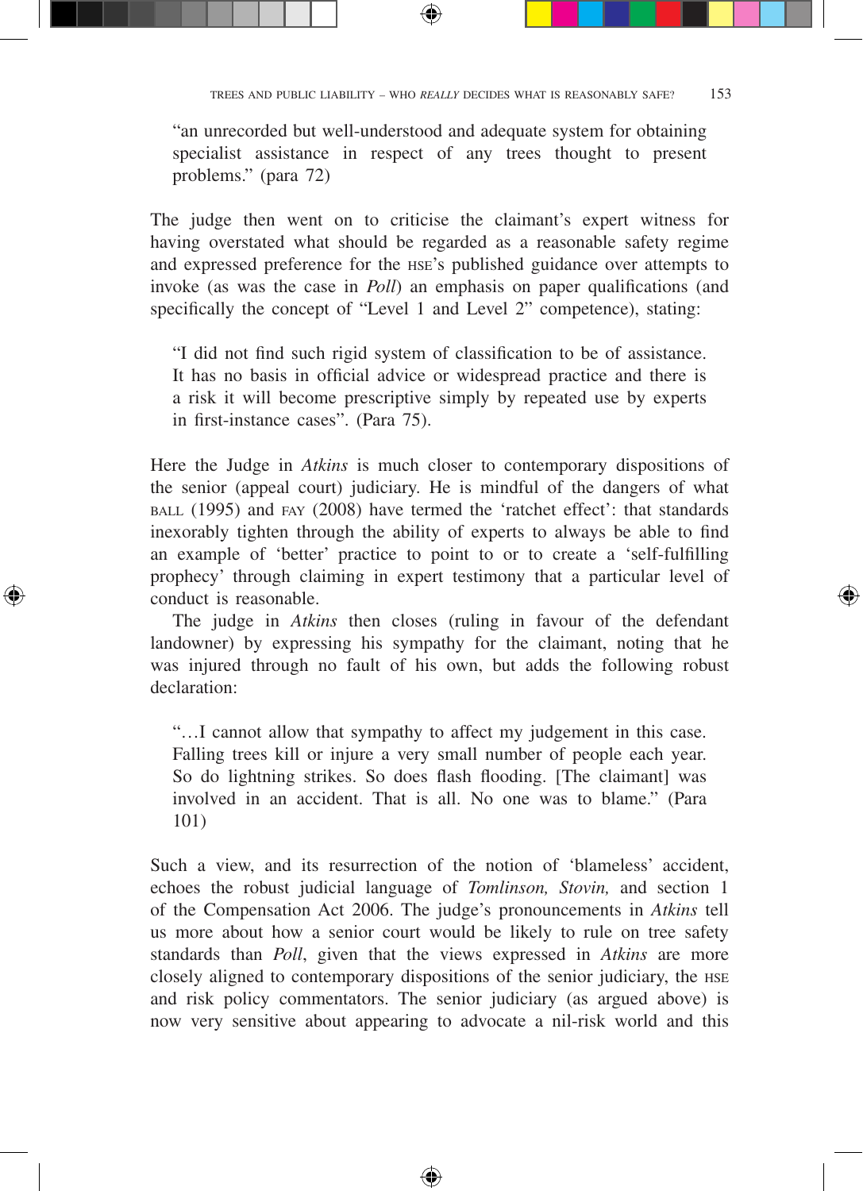> "an unrecorded but well-understood and adequate system for obtaining specialist assistance in respect of any trees thought to present problems." (para 72)

The judge then went on to criticise the claimant's expert witness for having overstated what should be regarded as a reasonable safety regime and expressed preference for the HSE's published guidance over attempts to invoke (as was the case in *Poll*) an emphasis on paper qualifications (and specifically the concept of "Level 1 and Level 2" competence), stating:

> "I did not find such rigid system of classification to be of assistance. It has no basis in official advice or widespread practice and there is a risk it will become prescriptive simply by repeated use by experts in first-instance cases". (Para 75).

Here the Judge in *Atkins* is much closer to contemporary dispositions of the senior (appeal court) judiciary. He is mindful of the dangers of what BALL (1995) and FAY (2008) have termed the 'ratchet effect': that standards inexorably tighten through the ability of experts to always be able to find an example of 'better' practice to point to or to create a 'self-fulfilling prophecy' through claiming in expert testimony that a particular level of conduct is reasonable.

The judge in *Atkins* then closes (ruling in favour of the defendant landowner) by expressing his sympathy for the claimant, noting that he was injured through no fault of his own, but adds the following robust declaration:

> "…I cannot allow that sympathy to affect my judgement in this case. Falling trees kill or injure a very small number of people each year. So do lightning strikes. So does flash flooding. [The claimant] was involved in an accident. That is all. No one was to blame." (Para 101)

Such a view, and its resurrection of the notion of 'blameless' accident, echoes the robust judicial language of *Tomlinson, Stovin,* and section 1 of the Compensation Act 2006. The judge's pronouncements in *Atkins* tell us more about how a senior court would be likely to rule on tree safety standards than *Poll*, given that the views expressed in *Atkins* are more closely aligned to contemporary dispositions of the senior judiciary, the HSE and risk policy commentators. The senior judiciary (as argued above) is now very sensitive about appearing to advocate a nil-risk world and this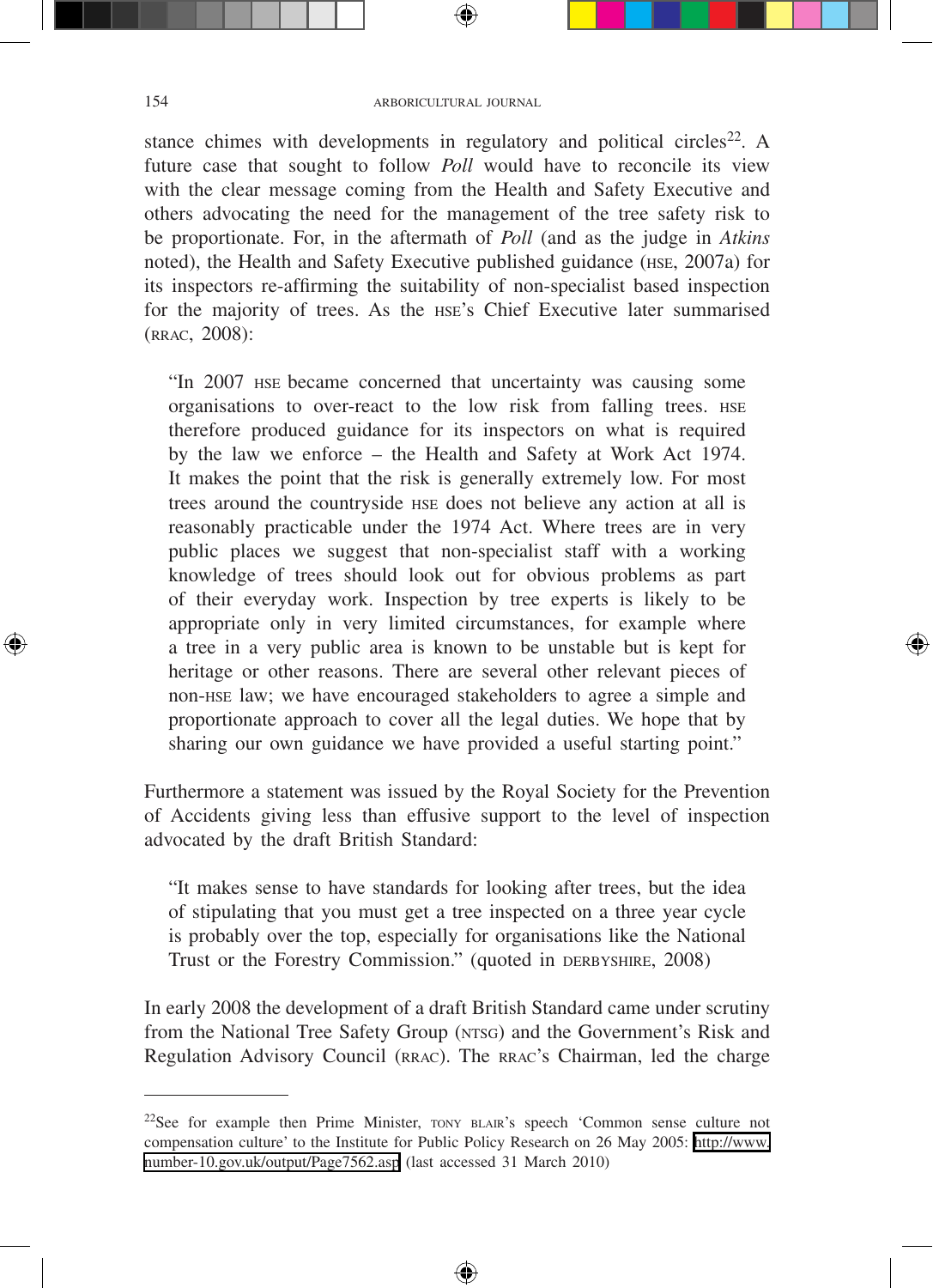stance chimes with developments in regulatory and political circles[22]. A future case that sought to follow *Poll* would have to reconcile its view with the clear message coming from the Health and Safety Executive and others advocating the need for the management of the tree safety risk to be proportionate. For, in the aftermath of *Poll* (and as the judge in *Atkins* noted), the Health and Safety Executive published guidance (HSE, 2007a) for its inspectors re-affirming the suitability of non-specialist based inspection for the majority of trees. As the HSE's Chief Executive later summarised (RRAC, 2008):

> "In 2007 HSE became concerned that uncertainty was causing some organisations to over-react to the low risk from falling trees. HSE therefore produced guidance for its inspectors on what is required by the law we enforce – the Health and Safety at Work Act 1974. It makes the point that the risk is generally extremely low. For most trees around the countryside HSE does not believe any action at all is reasonably practicable under the 1974 Act. Where trees are in very public places we suggest that non-specialist staff with a working knowledge of trees should look out for obvious problems as part of their everyday work. Inspection by tree experts is likely to be appropriate only in very limited circumstances, for example where a tree in a very public area is known to be unstable but is kept for heritage or other reasons. There are several other relevant pieces of non-HSE law; we have encouraged stakeholders to agree a simple and proportionate approach to cover all the legal duties. We hope that by sharing our own guidance we have provided a useful starting point."

Furthermore a statement was issued by the Royal Society for the Prevention of Accidents giving less than effusive support to the level of inspection advocated by the draft British Standard:

> "It makes sense to have standards for looking after trees, but the idea of stipulating that you must get a tree inspected on a three year cycle is probably over the top, especially for organisations like the National Trust or the Forestry Commission." (quoted in DERBYSHIRE, 2008)

In early 2008 the development of a draft British Standard came under scrutiny from the National Tree Safety Group (NTSG) and the Government's Risk and Regulation Advisory Council (RRAC). The RRAC's Chairman, led the charge

---

[22] See for example then Prime Minister, TONY BLAIR's speech 'Common sense culture not compensation culture' to the Institute for Public Policy Research on 26 May 2005: http://www.number-10.gov.uk/output/Page7562.asp (last accessed 31 March 2010)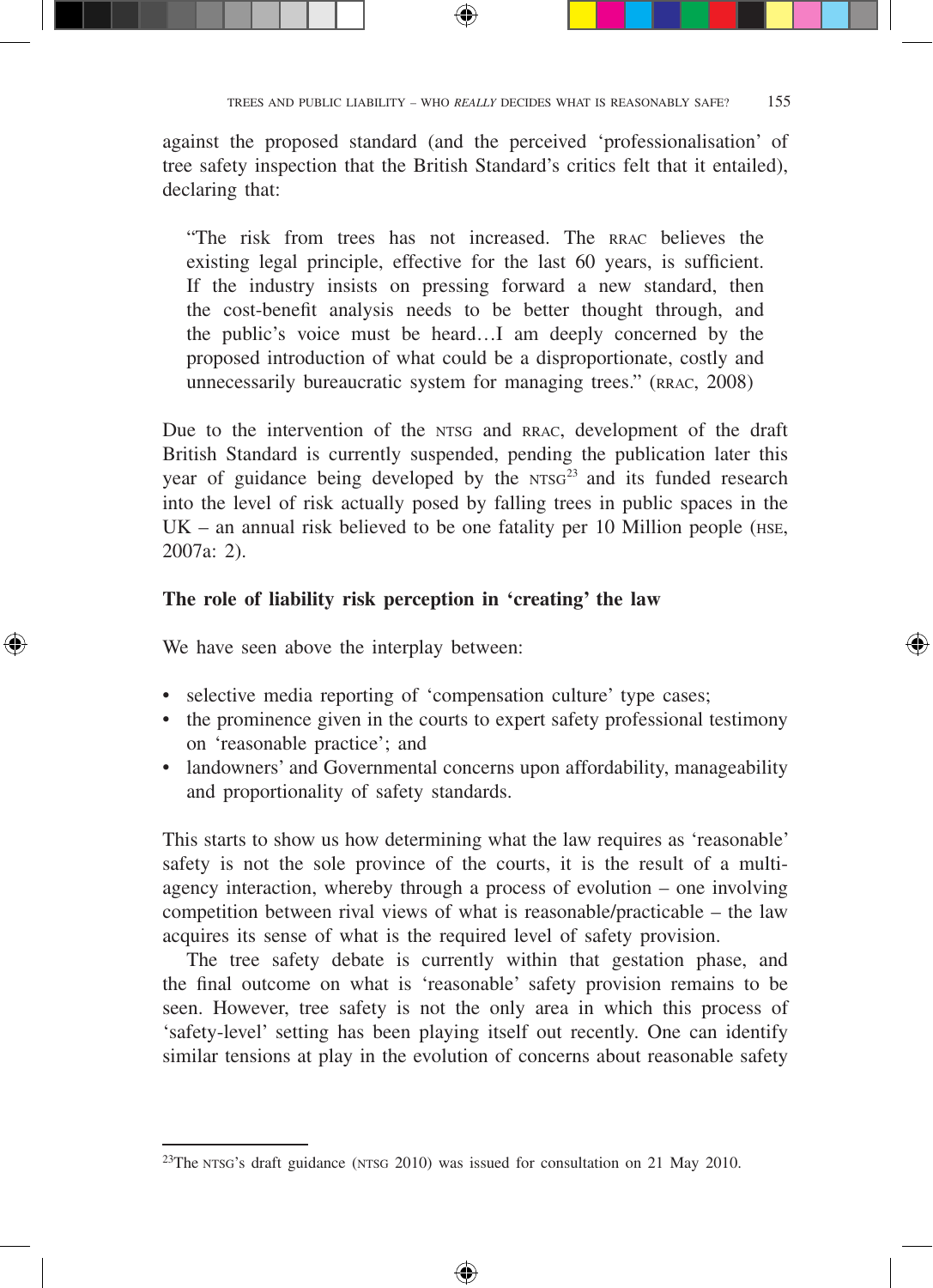against the proposed standard (and the perceived 'professionalisation' of tree safety inspection that the British Standard's critics felt that it entailed), declaring that:

> "The risk from trees has not increased. The RRAC believes the existing legal principle, effective for the last 60 years, is sufficient. If the industry insists on pressing forward a new standard, then the cost-benefit analysis needs to be better thought through, and the public's voice must be heard…I am deeply concerned by the proposed introduction of what could be a disproportionate, costly and unnecessarily bureaucratic system for managing trees." (RRAC, 2008)

Due to the intervention of the NTSG and RRAC, development of the draft British Standard is currently suspended, pending the publication later this year of guidance being developed by the NTSG[23] and its funded research into the level of risk actually posed by falling trees in public spaces in the UK – an annual risk believed to be one fatality per 10 Million people (HSE, 2007a: 2).

**The role of liability risk perception in 'creating' the law**

We have seen above the interplay between:

- selective media reporting of 'compensation culture' type cases;
- the prominence given in the courts to expert safety professional testimony on 'reasonable practice'; and
- landowners' and Governmental concerns upon affordability, manageability and proportionality of safety standards.

This starts to show us how determining what the law requires as 'reasonable' safety is not the sole province of the courts, it is the result of a multi-agency interaction, whereby through a process of evolution – one involving competition between rival views of what is reasonable/practicable – the law acquires its sense of what is the required level of safety provision.

The tree safety debate is currently within that gestation phase, and the final outcome on what is 'reasonable' safety provision remains to be seen. However, tree safety is not the only area in which this process of 'safety-level' setting has been playing itself out recently. One can identify similar tensions at play in the evolution of concerns about reasonable safety

[23] The NTSG's draft guidance (NTSG 2010) was issued for consultation on 21 May 2010.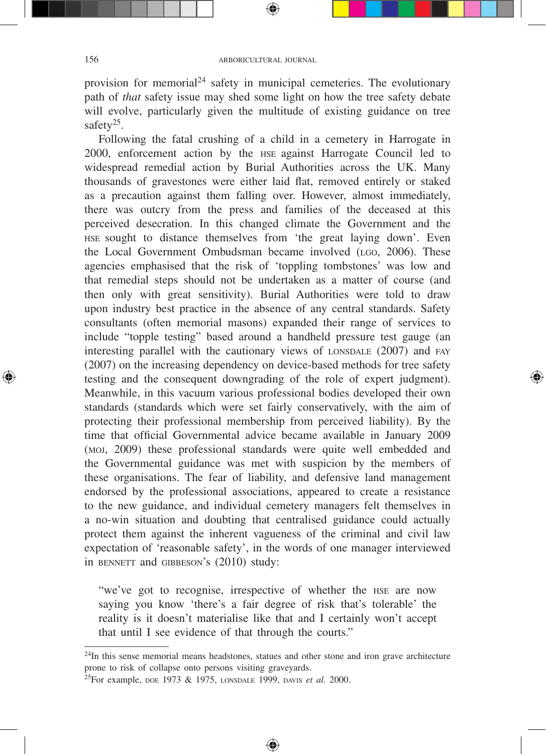provision for memorial[24] safety in municipal cemeteries. The evolutionary path of *that* safety issue may shed some light on how the tree safety debate will evolve, particularly given the multitude of existing guidance on tree safety[25].

Following the fatal crushing of a child in a cemetery in Harrogate in 2000, enforcement action by the HSE against Harrogate Council led to widespread remedial action by Burial Authorities across the UK. Many thousands of gravestones were either laid flat, removed entirely or staked as a precaution against them falling over. However, almost immediately, there was outcry from the press and families of the deceased at this perceived desecration. In this changed climate the Government and the HSE sought to distance themselves from 'the great laying down'. Even the Local Government Ombudsman became involved (LGO, 2006). These agencies emphasised that the risk of 'toppling tombstones' was low and that remedial steps should not be undertaken as a matter of course (and then only with great sensitivity). Burial Authorities were told to draw upon industry best practice in the absence of any central standards. Safety consultants (often memorial masons) expanded their range of services to include "topple testing" based around a handheld pressure test gauge (an interesting parallel with the cautionary views of LONSDALE (2007) and FAY (2007) on the increasing dependency on device-based methods for tree safety testing and the consequent downgrading of the role of expert judgment). Meanwhile, in this vacuum various professional bodies developed their own standards (standards which were set fairly conservatively, with the aim of protecting their professional membership from perceived liability). By the time that official Governmental advice became available in January 2009 (MOJ, 2009) these professional standards were quite well embedded and the Governmental guidance was met with suspicion by the members of these organisations. The fear of liability, and defensive land management endorsed by the professional associations, appeared to create a resistance to the new guidance, and individual cemetery managers felt themselves in a no-win situation and doubting that centralised guidance could actually protect them against the inherent vagueness of the criminal and civil law expectation of 'reasonable safety', in the words of one manager interviewed in BENNETT and GIBBESON's (2010) study:

> "we've got to recognise, irrespective of whether the HSE are now saying you know 'there's a fair degree of risk that's tolerable' the reality is it doesn't materialise like that and I certainly won't accept that until I see evidence of that through the courts."

---

[24]In this sense memorial means headstones, statues and other stone and iron grave architecture prone to risk of collapse onto persons visiting graveyards.

[25]For example, DOE 1973 & 1975, LONSDALE 1999, DAVIS *et al.* 2000.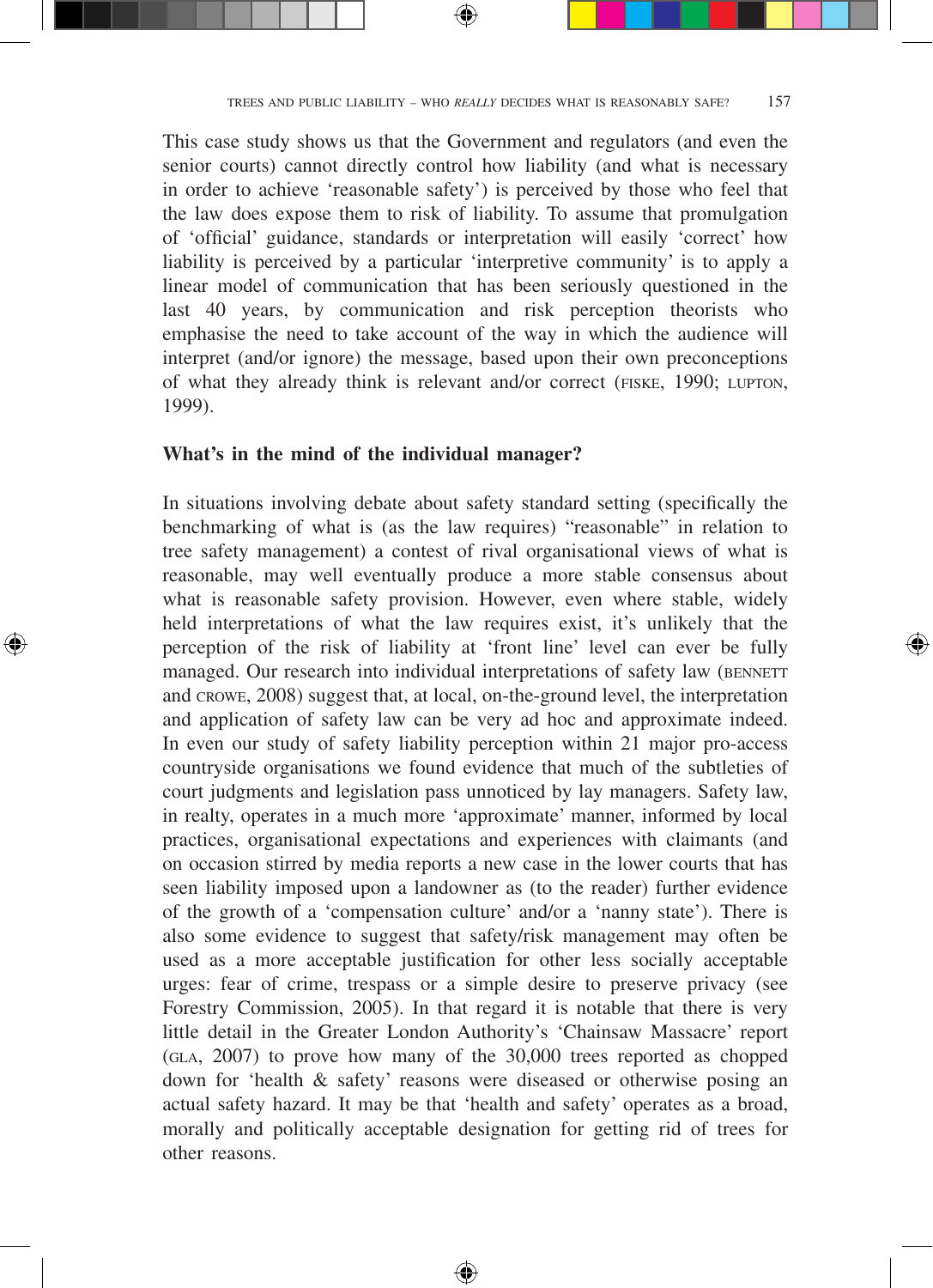This case study shows us that the Government and regulators (and even the senior courts) cannot directly control how liability (and what is necessary in order to achieve 'reasonable safety') is perceived by those who feel that the law does expose them to risk of liability. To assume that promulgation of 'official' guidance, standards or interpretation will easily 'correct' how liability is perceived by a particular 'interpretive community' is to apply a linear model of communication that has been seriously questioned in the last 40 years, by communication and risk perception theorists who emphasise the need to take account of the way in which the audience will interpret (and/or ignore) the message, based upon their own preconceptions of what they already think is relevant and/or correct (FISKE, 1990; LUPTON, 1999).

**What's in the mind of the individual manager?**

In situations involving debate about safety standard setting (specifically the benchmarking of what is (as the law requires) "reasonable" in relation to tree safety management) a contest of rival organisational views of what is reasonable, may well eventually produce a more stable consensus about what is reasonable safety provision. However, even where stable, widely held interpretations of what the law requires exist, it's unlikely that the perception of the risk of liability at 'front line' level can ever be fully managed. Our research into individual interpretations of safety law (BENNETT and CROWE, 2008) suggest that, at local, on-the-ground level, the interpretation and application of safety law can be very ad hoc and approximate indeed. In even our study of safety liability perception within 21 major pro-access countryside organisations we found evidence that much of the subtleties of court judgments and legislation pass unnoticed by lay managers. Safety law, in realty, operates in a much more 'approximate' manner, informed by local practices, organisational expectations and experiences with claimants (and on occasion stirred by media reports a new case in the lower courts that has seen liability imposed upon a landowner as (to the reader) further evidence of the growth of a 'compensation culture' and/or a 'nanny state'). There is also some evidence to suggest that safety/risk management may often be used as a more acceptable justification for other less socially acceptable urges: fear of crime, trespass or a simple desire to preserve privacy (see Forestry Commission, 2005). In that regard it is notable that there is very little detail in the Greater London Authority's 'Chainsaw Massacre' report (GLA, 2007) to prove how many of the 30,000 trees reported as chopped down for 'health & safety' reasons were diseased or otherwise posing an actual safety hazard. It may be that 'health and safety' operates as a broad, morally and politically acceptable designation for getting rid of trees for other reasons.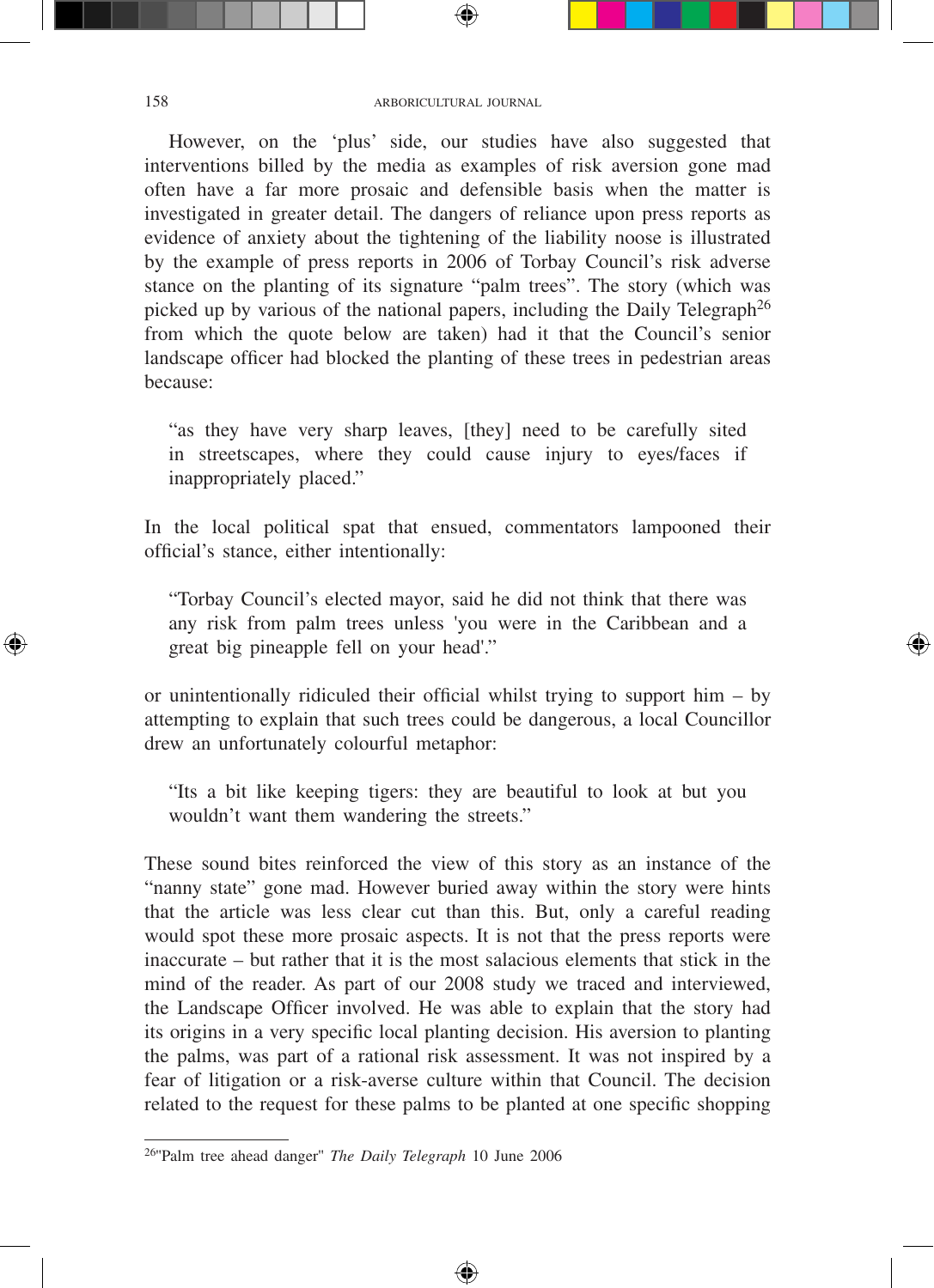However, on the 'plus' side, our studies have also suggested that interventions billed by the media as examples of risk aversion gone mad often have a far more prosaic and defensible basis when the matter is investigated in greater detail. The dangers of reliance upon press reports as evidence of anxiety about the tightening of the liability noose is illustrated by the example of press reports in 2006 of Torbay Council's risk adverse stance on the planting of its signature "palm trees". The story (which was picked up by various of the national papers, including the Daily Telegraph[26] from which the quote below are taken) had it that the Council's senior landscape officer had blocked the planting of these trees in pedestrian areas because:

> "as they have very sharp leaves, [they] need to be carefully sited in streetscapes, where they could cause injury to eyes/faces if inappropriately placed."

In the local political spat that ensued, commentators lampooned their official's stance, either intentionally:

> "Torbay Council's elected mayor, said he did not think that there was any risk from palm trees unless 'you were in the Caribbean and a great big pineapple fell on your head'."

or unintentionally ridiculed their official whilst trying to support him – by attempting to explain that such trees could be dangerous, a local Councillor drew an unfortunately colourful metaphor:

> "Its a bit like keeping tigers: they are beautiful to look at but you wouldn't want them wandering the streets."

These sound bites reinforced the view of this story as an instance of the "nanny state" gone mad. However buried away within the story were hints that the article was less clear cut than this. But, only a careful reading would spot these more prosaic aspects. It is not that the press reports were inaccurate – but rather that it is the most salacious elements that stick in the mind of the reader. As part of our 2008 study we traced and interviewed, the Landscape Officer involved. He was able to explain that the story had its origins in a very specific local planting decision. His aversion to planting the palms, was part of a rational risk assessment. It was not inspired by a fear of litigation or a risk-averse culture within that Council. The decision related to the request for these palms to be planted at one specific shopping

---

[26] "Palm tree ahead danger" *The Daily Telegraph* 10 June 2006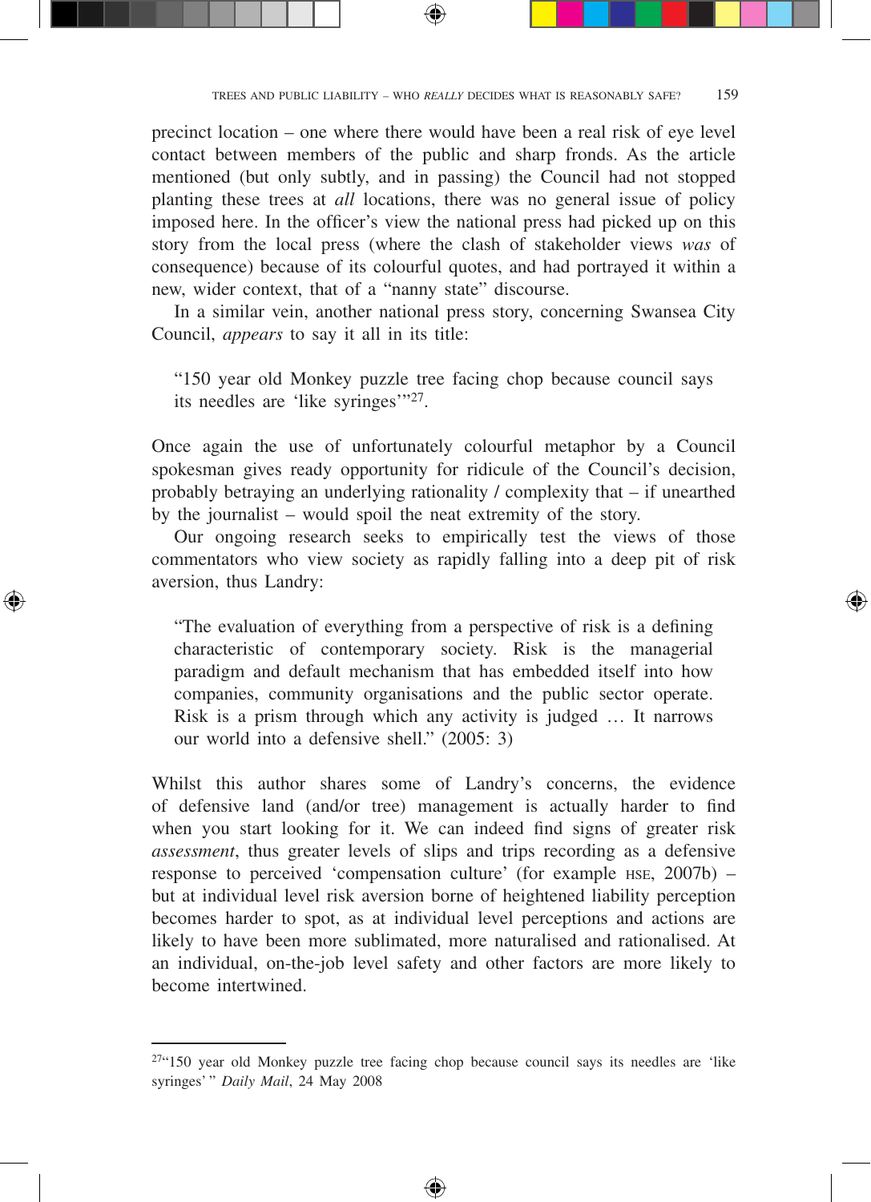precinct location – one where there would have been a real risk of eye level contact between members of the public and sharp fronds. As the article mentioned (but only subtly, and in passing) the Council had not stopped planting these trees at *all* locations, there was no general issue of policy imposed here. In the officer's view the national press had picked up on this story from the local press (where the clash of stakeholder views *was* of consequence) because of its colourful quotes, and had portrayed it within a new, wider context, that of a "nanny state" discourse.

In a similar vein, another national press story, concerning Swansea City Council, *appears* to say it all in its title:

> "150 year old Monkey puzzle tree facing chop because council says its needles are 'like syringes'"[27].

Once again the use of unfortunately colourful metaphor by a Council spokesman gives ready opportunity for ridicule of the Council's decision, probably betraying an underlying rationality / complexity that – if unearthed by the journalist – would spoil the neat extremity of the story.

Our ongoing research seeks to empirically test the views of those commentators who view society as rapidly falling into a deep pit of risk aversion, thus Landry:

> "The evaluation of everything from a perspective of risk is a defining characteristic of contemporary society. Risk is the managerial paradigm and default mechanism that has embedded itself into how companies, community organisations and the public sector operate. Risk is a prism through which any activity is judged … It narrows our world into a defensive shell." (2005: 3)

Whilst this author shares some of Landry's concerns, the evidence of defensive land (and/or tree) management is actually harder to find when you start looking for it. We can indeed find signs of greater risk *assessment*, thus greater levels of slips and trips recording as a defensive response to perceived 'compensation culture' (for example HSE, 2007b) – but at individual level risk aversion borne of heightened liability perception becomes harder to spot, as at individual level perceptions and actions are likely to have been more sublimated, more naturalised and rationalised. At an individual, on-the-job level safety and other factors are more likely to become intertwined.

---

[27] "150 year old Monkey puzzle tree facing chop because council says its needles are 'like syringes' " *Daily Mail*, 24 May 2008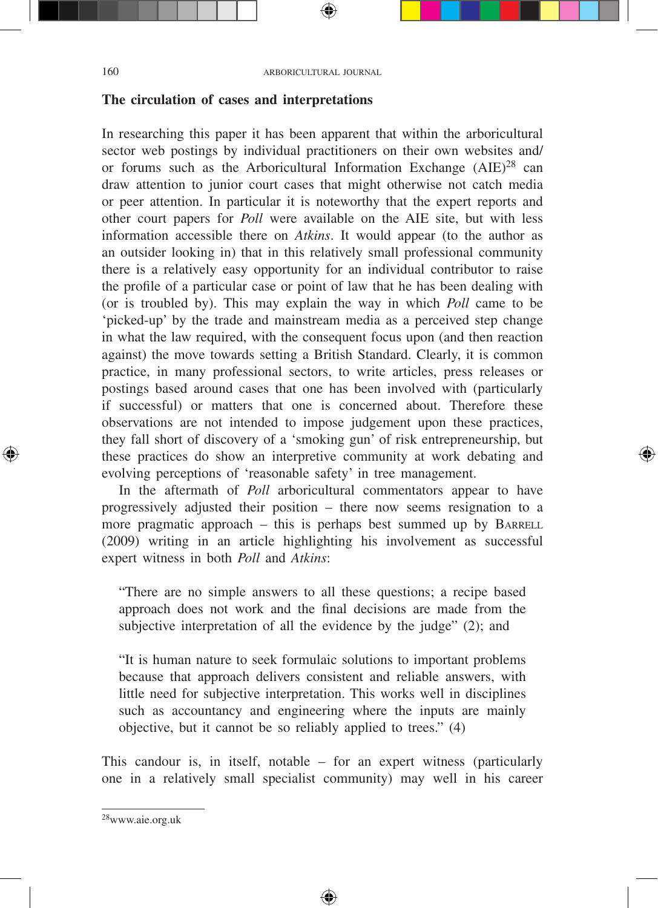## The circulation of cases and interpretations

In researching this paper it has been apparent that within the arboricultural sector web postings by individual practitioners on their own websites and/or forums such as the Arboricultural Information Exchange (AIE)[28] can draw attention to junior court cases that might otherwise not catch media or peer attention. In particular it is noteworthy that the expert reports and other court papers for *Poll* were available on the AIE site, but with less information accessible there on *Atkins*. It would appear (to the author as an outsider looking in) that in this relatively small professional community there is a relatively easy opportunity for an individual contributor to raise the profile of a particular case or point of law that he has been dealing with (or is troubled by). This may explain the way in which *Poll* came to be 'picked-up' by the trade and mainstream media as a perceived step change in what the law required, with the consequent focus upon (and then reaction against) the move towards setting a British Standard. Clearly, it is common practice, in many professional sectors, to write articles, press releases or postings based around cases that one has been involved with (particularly if successful) or matters that one is concerned about. Therefore these observations are not intended to impose judgement upon these practices, they fall short of discovery of a 'smoking gun' of risk entrepreneurship, but these practices do show an interpretive community at work debating and evolving perceptions of 'reasonable safety' in tree management.

In the aftermath of *Poll* arboricultural commentators appear to have progressively adjusted their position – there now seems resignation to a more pragmatic approach – this is perhaps best summed up by BARRELL (2009) writing in an article highlighting his involvement as successful expert witness in both *Poll* and *Atkins*:

> "There are no simple answers to all these questions; a recipe based approach does not work and the final decisions are made from the subjective interpretation of all the evidence by the judge" (2); and

> "It is human nature to seek formulaic solutions to important problems because that approach delivers consistent and reliable answers, with little need for subjective interpretation. This works well in disciplines such as accountancy and engineering where the inputs are mainly objective, but it cannot be so reliably applied to trees." (4)

This candour is, in itself, notable – for an expert witness (particularly one in a relatively small specialist community) may well in his career

[28] www.aie.org.uk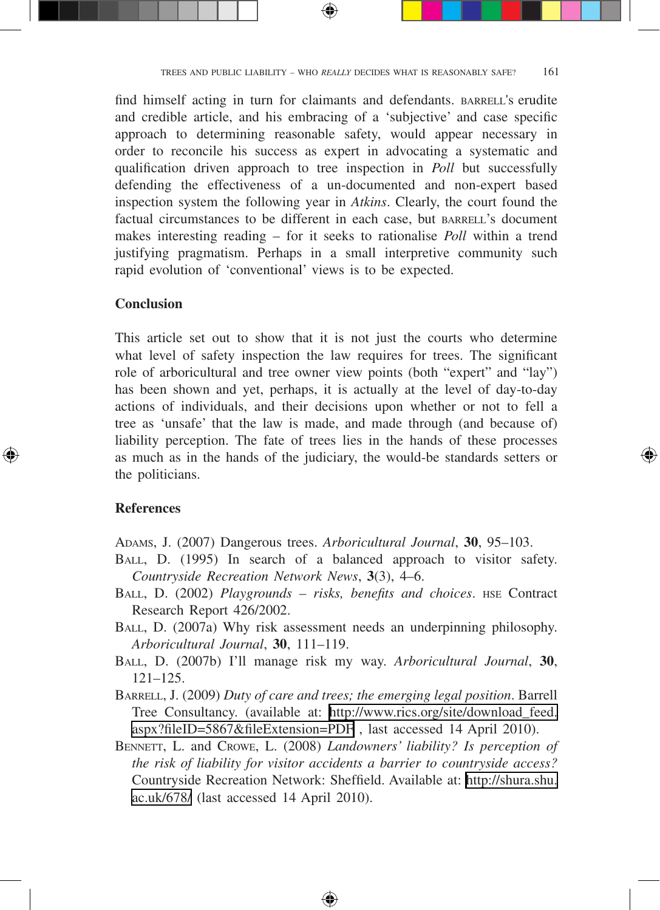find himself acting in turn for claimants and defendants. BARRELL's erudite and credible article, and his embracing of a 'subjective' and case specific approach to determining reasonable safety, would appear necessary in order to reconcile his success as expert in advocating a systematic and qualification driven approach to tree inspection in *Poll* but successfully defending the effectiveness of a un-documented and non-expert based inspection system the following year in *Atkins*. Clearly, the court found the factual circumstances to be different in each case, but BARRELL's document makes interesting reading – for it seeks to rationalise *Poll* within a trend justifying pragmatism. Perhaps in a small interpretive community such rapid evolution of 'conventional' views is to be expected.

## Conclusion

This article set out to show that it is not just the courts who determine what level of safety inspection the law requires for trees. The significant role of arboricultural and tree owner view points (both "expert" and "lay") has been shown and yet, perhaps, it is actually at the level of day-to-day actions of individuals, and their decisions upon whether or not to fell a tree as 'unsafe' that the law is made, and made through (and because of) liability perception. The fate of trees lies in the hands of these processes as much as in the hands of the judiciary, the would-be standards setters or the politicians.

## References

ADAMS, J. (2007) Dangerous trees. *Arboricultural Journal*, **30**, 95–103.

BALL, D. (1995) In search of a balanced approach to visitor safety. *Countryside Recreation Network News*, **3**(3), 4–6.

BALL, D. (2002) *Playgrounds – risks, benefits and choices*. HSE Contract Research Report 426/2002.

BALL, D. (2007a) Why risk assessment needs an underpinning philosophy. *Arboricultural Journal*, **30**, 111–119.

BALL, D. (2007b) I'll manage risk my way. *Arboricultural Journal*, **30**, 121–125.

BARRELL, J. (2009) *Duty of care and trees; the emerging legal position*. Barrell Tree Consultancy. (available at: http://www.rics.org/site/download_feed.aspx?fileID=5867&fileExtension=PDF , last accessed 14 April 2010).

BENNETT, L. and CROWE, L. (2008) *Landowners' liability? Is perception of the risk of liability for visitor accidents a barrier to countryside access?* Countryside Recreation Network: Sheffield. Available at: http://shura.shu.ac.uk/678/ (last accessed 14 April 2010).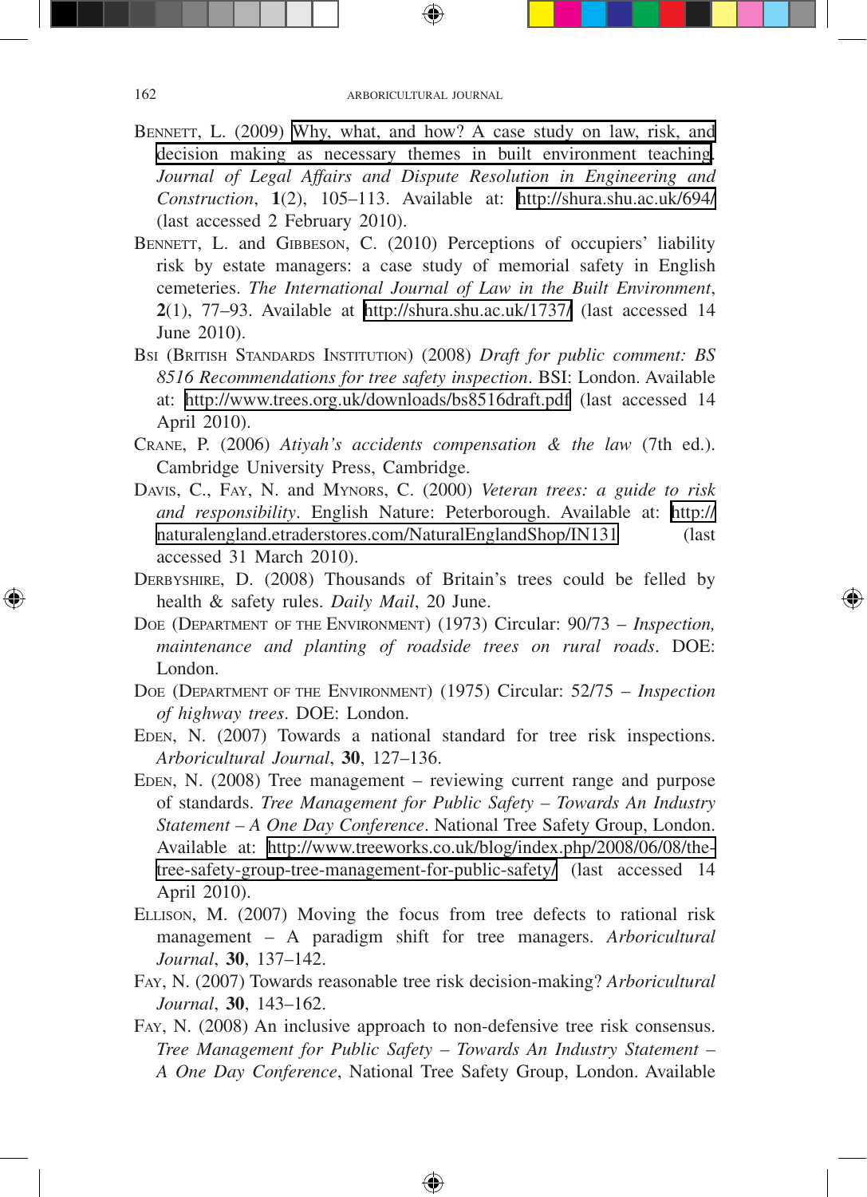Bennett, L. (2009) Why, what, and how? A case study on law, risk, and decision making as necessary themes in built environment teaching. *Journal of Legal Affairs and Dispute Resolution in Engineering and Construction*, **1**(2), 105–113. Available at: http://shura.shu.ac.uk/694/ (last accessed 2 February 2010).

Bennett, L. and Gibbeson, C. (2010) Perceptions of occupiers' liability risk by estate managers: a case study of memorial safety in English cemeteries. *The International Journal of Law in the Built Environment*, **2**(1), 77–93. Available at http://shura.shu.ac.uk/1737/ (last accessed 14 June 2010).

Bsi (British Standards Institution) (2008) *Draft for public comment: BS 8516 Recommendations for tree safety inspection*. BSI: London. Available at: http://www.trees.org.uk/downloads/bs8516draft.pdf (last accessed 14 April 2010).

Crane, P. (2006) *Atiyah's accidents compensation & the law* (7th ed.). Cambridge University Press, Cambridge.

Davis, C., Fay, N. and Mynors, C. (2000) *Veteran trees: a guide to risk and responsibility*. English Nature: Peterborough. Available at: http://naturalengland.etraderstores.com/NaturalEnglandShop/IN131 (last accessed 31 March 2010).

Derbyshire, D. (2008) Thousands of Britain's trees could be felled by health & safety rules. *Daily Mail*, 20 June.

Doe (Department of the Environment) (1973) Circular: 90/73 – *Inspection, maintenance and planting of roadside trees on rural roads*. DOE: London.

Doe (Department of the Environment) (1975) Circular: 52/75 – *Inspection of highway trees*. DOE: London.

Eden, N. (2007) Towards a national standard for tree risk inspections. *Arboricultural Journal*, **30**, 127–136.

Eden, N. (2008) Tree management – reviewing current range and purpose of standards. *Tree Management for Public Safety – Towards An Industry Statement – A One Day Conference*. National Tree Safety Group, London. Available at: http://www.treeworks.co.uk/blog/index.php/2008/06/08/the-tree-safety-group-tree-management-for-public-safety/ (last accessed 14 April 2010).

Ellison, M. (2007) Moving the focus from tree defects to rational risk management – A paradigm shift for tree managers. *Arboricultural Journal*, **30**, 137–142.

Fay, N. (2007) Towards reasonable tree risk decision-making? *Arboricultural Journal*, **30**, 143–162.

Fay, N. (2008) An inclusive approach to non-defensive tree risk consensus. *Tree Management for Public Safety – Towards An Industry Statement – A One Day Conference*, National Tree Safety Group, London. Available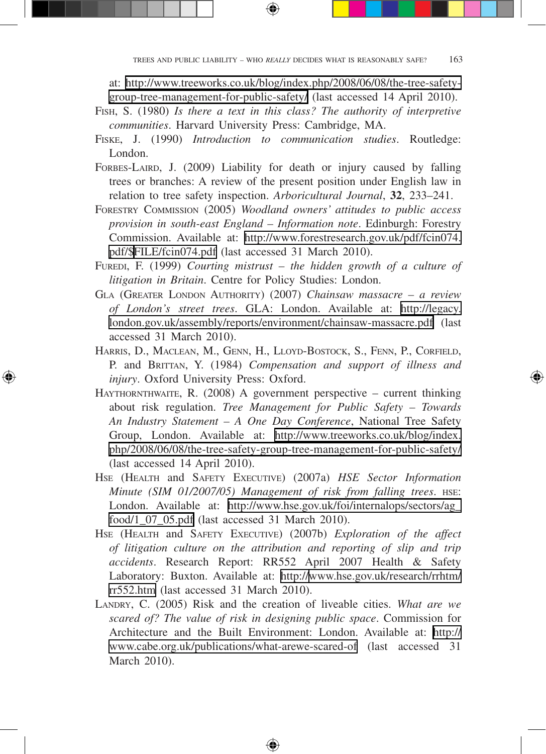at: http://www.treeworks.co.uk/blog/index.php/2008/06/08/the-tree-safety-group-tree-management-for-public-safety/ (last accessed 14 April 2010).

FISH, S. (1980) *Is there a text in this class? The authority of interpretive communities*. Harvard University Press: Cambridge, MA.

FISKE, J. (1990) *Introduction to communication studies*. Routledge: London.

FORBES-LAIRD, J. (2009) Liability for death or injury caused by falling trees or branches: A review of the present position under English law in relation to tree safety inspection. *Arboricultural Journal*, **32**, 233–241.

FORESTRY COMMISSION (2005) *Woodland owners' attitudes to public access provision in south-east England – Information note*. Edinburgh: Forestry Commission. Available at: http://www.forestresearch.gov.uk/pdf/fcin074.pdf/$FILE/fcin074.pdf (last accessed 31 March 2010).

FUREDI, F. (1999) *Courting mistrust – the hidden growth of a culture of litigation in Britain*. Centre for Policy Studies: London.

GLA (GREATER LONDON AUTHORITY) (2007) *Chainsaw massacre – a review of London's street trees*. GLA: London. Available at: http://legacy.london.gov.uk/assembly/reports/environment/chainsaw-massacre.pdf (last accessed 31 March 2010).

HARRIS, D., MACLEAN, M., GENN, H., LLOYD-BOSTOCK, S., FENN, P., CORFIELD, P. and BRITTAN, Y. (1984) *Compensation and support of illness and injury*. Oxford University Press: Oxford.

HAYTHORNTHWAITE, R. (2008) A government perspective – current thinking about risk regulation. *Tree Management for Public Safety – Towards An Industry Statement – A One Day Conference*, National Tree Safety Group, London. Available at: http://www.treeworks.co.uk/blog/index.php/2008/06/08/the-tree-safety-group-tree-management-for-public-safety/ (last accessed 14 April 2010).

HSE (HEALTH and SAFETY EXECUTIVE) (2007a) *HSE Sector Information Minute (SIM 01/2007/05) Management of risk from falling trees*. HSE: London. Available at: http://www.hse.gov.uk/foi/internalops/sectors/ag_food/1_07_05.pdf (last accessed 31 March 2010).

HSE (HEALTH and SAFETY EXECUTIVE) (2007b) *Exploration of the affect of litigation culture on the attribution and reporting of slip and trip accidents*. Research Report: RR552 April 2007 Health & Safety Laboratory: Buxton. Available at: http://www.hse.gov.uk/research/rrhtm/rr552.htm (last accessed 31 March 2010).

LANDRY, C. (2005) Risk and the creation of liveable cities. *What are we scared of? The value of risk in designing public space*. Commission for Architecture and the Built Environment: London. Available at: http://www.cabe.org.uk/publications/what-arewe-scared-of (last accessed 31 March 2010).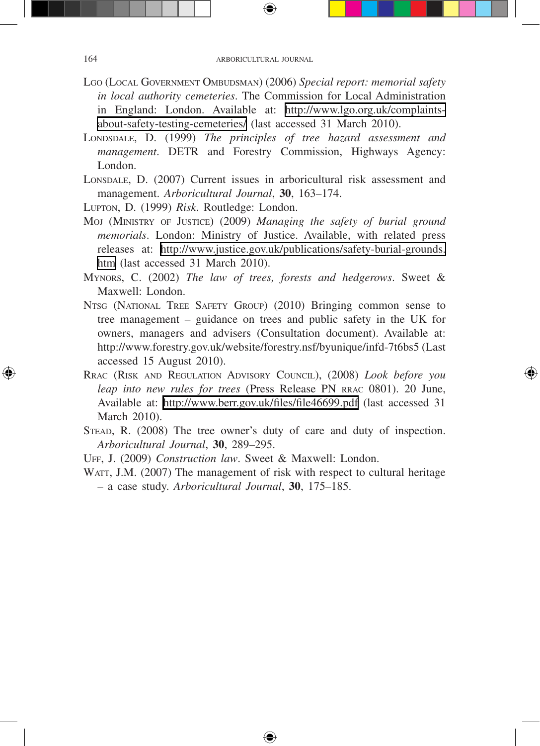LGO (LOCAL GOVERNMENT OMBUDSMAN) (2006) *Special report: memorial safety in local authority cemeteries*. The Commission for Local Administration in England: London. Available at: http://www.lgo.org.uk/complaints-about-safety-testing-cemeteries/ (last accessed 31 March 2010).

LONDSDALE, D. (1999) *The principles of tree hazard assessment and management*. DETR and Forestry Commission, Highways Agency: London.

LONSDALE, D. (2007) Current issues in arboricultural risk assessment and management. *Arboricultural Journal*, **30**, 163–174.

LUPTON, D. (1999) *Risk*. Routledge: London.

MOJ (MINISTRY OF JUSTICE) (2009) *Managing the safety of burial ground memorials*. London: Ministry of Justice. Available, with related press releases at: http://www.justice.gov.uk/publications/safety-burial-grounds.htm (last accessed 31 March 2010).

MYNORS, C. (2002) *The law of trees, forests and hedgerows*. Sweet & Maxwell: London.

NTSG (NATIONAL TREE SAFETY GROUP) (2010) Bringing common sense to tree management – guidance on trees and public safety in the UK for owners, managers and advisers (Consultation document). Available at: http://www.forestry.gov.uk/website/forestry.nsf/byunique/infd-7t6bs5 (Last accessed 15 August 2010).

RRAC (RISK AND REGULATION ADVISORY COUNCIL), (2008) *Look before you leap into new rules for trees* (Press Release PN RRAC 0801). 20 June, Available at: http://www.berr.gov.uk/files/file46699.pdf (last accessed 31 March 2010).

STEAD, R. (2008) The tree owner's duty of care and duty of inspection. *Arboricultural Journal*, **30**, 289–295.

UFF, J. (2009) *Construction law*. Sweet & Maxwell: London.

WATT, J.M. (2007) The management of risk with respect to cultural heritage – a case study. *Arboricultural Journal*, **30**, 175–185.